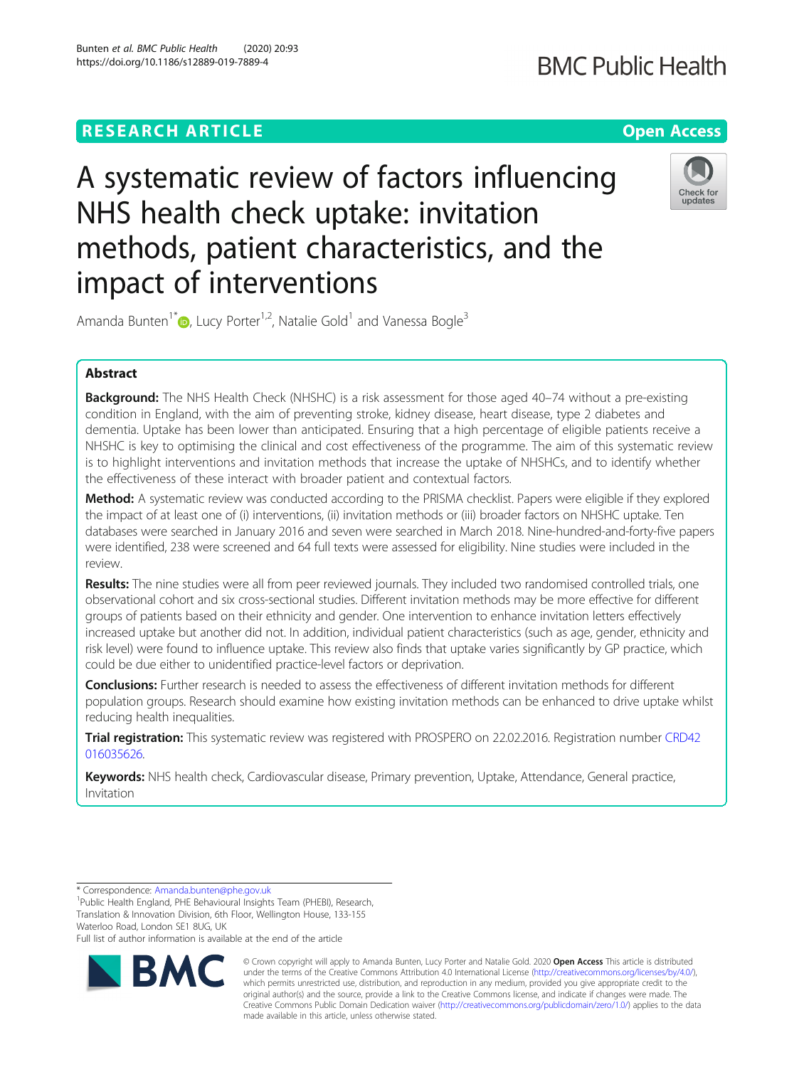RESEARCH ARTICLE Open Access

# A systematic review of factors influencing NHS health check uptake: invitation methods, patient characteristics, and the impact of interventions

Amanda Bunten[1*], Lucy Porter[1,2], Natalie Gold[1] and Vanessa Bogle[3]

## Abstract

**Background:** The NHS Health Check (NHSHC) is a risk assessment for those aged 40–74 without a pre-existing condition in England, with the aim of preventing stroke, kidney disease, heart disease, type 2 diabetes and dementia. Uptake has been lower than anticipated. Ensuring that a high percentage of eligible patients receive a NHSHC is key to optimising the clinical and cost effectiveness of the programme. The aim of this systematic review is to highlight interventions and invitation methods that increase the uptake of NHSHCs, and to identify whether the effectiveness of these interact with broader patient and contextual factors.

**Method:** A systematic review was conducted according to the PRISMA checklist. Papers were eligible if they explored the impact of at least one of (i) interventions, (ii) invitation methods or (iii) broader factors on NHSHC uptake. Ten databases were searched in January 2016 and seven were searched in March 2018. Nine-hundred-and-forty-five papers were identified, 238 were screened and 64 full texts were assessed for eligibility. Nine studies were included in the review.

**Results:** The nine studies were all from peer reviewed journals. They included two randomised controlled trials, one observational cohort and six cross-sectional studies. Different invitation methods may be more effective for different groups of patients based on their ethnicity and gender. One intervention to enhance invitation letters effectively increased uptake but another did not. In addition, individual patient characteristics (such as age, gender, ethnicity and risk level) were found to influence uptake. This review also finds that uptake varies significantly by GP practice, which could be due either to unidentified practice-level factors or deprivation.

**Conclusions:** Further research is needed to assess the effectiveness of different invitation methods for different population groups. Research should examine how existing invitation methods can be enhanced to drive uptake whilst reducing health inequalities.

**Trial registration:** This systematic review was registered with PROSPERO on 22.02.2016. Registration number CRD42016035626.

**Keywords:** NHS health check, Cardiovascular disease, Primary prevention, Uptake, Attendance, General practice, Invitation

---

\* Correspondence: Amanda.bunten@phe.gov.uk
[1]Public Health England, PHE Behavioural Insights Team (PHEBI), Research, Translation & Innovation Division, 6th Floor, Wellington House, 133-155 Waterloo Road, London SE1 8UG, UK
Full list of author information is available at the end of the article

© Crown copyright will apply to Amanda Bunten, Lucy Porter and Natalie Gold. 2020 **Open Access** This article is distributed under the terms of the Creative Commons Attribution 4.0 International License (http://creativecommons.org/licenses/by/4.0/), which permits unrestricted use, distribution, and reproduction in any medium, provided you give appropriate credit to the original author(s) and the source, provide a link to the Creative Commons license, and indicate if changes were made. The Creative Commons Public Domain Dedication waiver (http://creativecommons.org/publicdomain/zero/1.0/) applies to the data made available in this article, unless otherwise stated.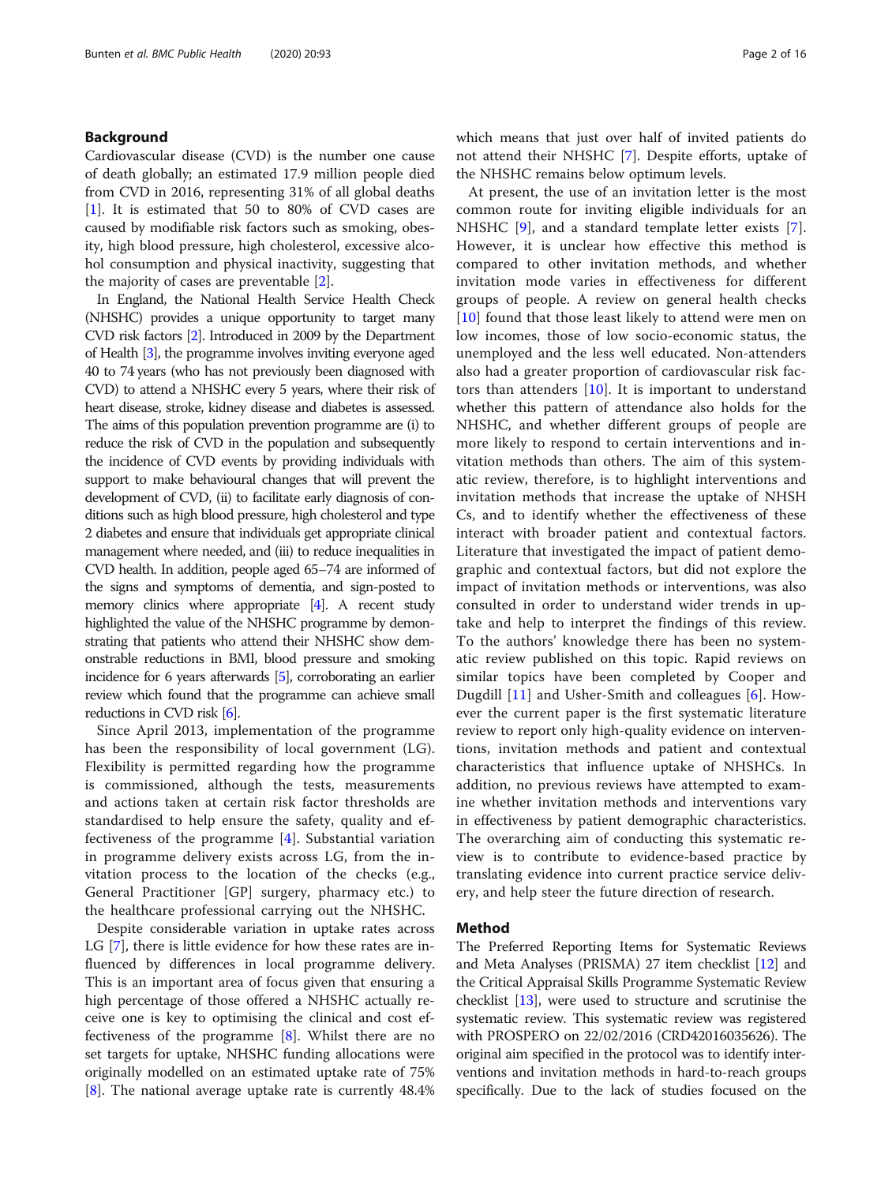## Background

Cardiovascular disease (CVD) is the number one cause of death globally; an estimated 17.9 million people died from CVD in 2016, representing 31% of all global deaths [1]. It is estimated that 50 to 80% of CVD cases are caused by modifiable risk factors such as smoking, obesity, high blood pressure, high cholesterol, excessive alcohol consumption and physical inactivity, suggesting that the majority of cases are preventable [2].

In England, the National Health Service Health Check (NHSHC) provides a unique opportunity to target many CVD risk factors [2]. Introduced in 2009 by the Department of Health [3], the programme involves inviting everyone aged 40 to 74 years (who has not previously been diagnosed with CVD) to attend a NHSHC every 5 years, where their risk of heart disease, stroke, kidney disease and diabetes is assessed. The aims of this population prevention programme are (i) to reduce the risk of CVD in the population and subsequently the incidence of CVD events by providing individuals with support to make behavioural changes that will prevent the development of CVD, (ii) to facilitate early diagnosis of conditions such as high blood pressure, high cholesterol and type 2 diabetes and ensure that individuals get appropriate clinical management where needed, and (iii) to reduce inequalities in CVD health. In addition, people aged 65–74 are informed of the signs and symptoms of dementia, and sign-posted to memory clinics where appropriate [4]. A recent study highlighted the value of the NHSHC programme by demonstrating that patients who attend their NHSHC show demonstrable reductions in BMI, blood pressure and smoking incidence for 6 years afterwards [5], corroborating an earlier review which found that the programme can achieve small reductions in CVD risk [6].

Since April 2013, implementation of the programme has been the responsibility of local government (LG). Flexibility is permitted regarding how the programme is commissioned, although the tests, measurements and actions taken at certain risk factor thresholds are standardised to help ensure the safety, quality and effectiveness of the programme [4]. Substantial variation in programme delivery exists across LG, from the invitation process to the location of the checks (e.g., General Practitioner [GP] surgery, pharmacy etc.) to the healthcare professional carrying out the NHSHC.

Despite considerable variation in uptake rates across LG [7], there is little evidence for how these rates are influenced by differences in local programme delivery. This is an important area of focus given that ensuring a high percentage of those offered a NHSHC actually receive one is key to optimising the clinical and cost effectiveness of the programme [8]. Whilst there are no set targets for uptake, NHSHC funding allocations were originally modelled on an estimated uptake rate of 75% [8]. The national average uptake rate is currently 48.4% which means that just over half of invited patients do not attend their NHSHC [7]. Despite efforts, uptake of the NHSHC remains below optimum levels.

At present, the use of an invitation letter is the most common route for inviting eligible individuals for an NHSHC [9], and a standard template letter exists [7]. However, it is unclear how effective this method is compared to other invitation methods, and whether invitation mode varies in effectiveness for different groups of people. A review on general health checks [10] found that those least likely to attend were men on low incomes, those of low socio-economic status, the unemployed and the less well educated. Non-attenders also had a greater proportion of cardiovascular risk factors than attenders [10]. It is important to understand whether this pattern of attendance also holds for the NHSHC, and whether different groups of people are more likely to respond to certain interventions and invitation methods than others. The aim of this systematic review, therefore, is to highlight interventions and invitation methods that increase the uptake of NHSHCs, and to identify whether the effectiveness of these interact with broader patient and contextual factors. Literature that investigated the impact of patient demographic and contextual factors, but did not explore the impact of invitation methods or interventions, was also consulted in order to understand wider trends in uptake and help to interpret the findings of this review. To the authors' knowledge there has been no systematic review published on this topic. Rapid reviews on similar topics have been completed by Cooper and Dugdill [11] and Usher-Smith and colleagues [6]. However the current paper is the first systematic literature review to report only high-quality evidence on interventions, invitation methods and patient and contextual characteristics that influence uptake of NHSHCs. In addition, no previous reviews have attempted to examine whether invitation methods and interventions vary in effectiveness by patient demographic characteristics. The overarching aim of conducting this systematic review is to contribute to evidence-based practice by translating evidence into current practice service delivery, and help steer the future direction of research.

## Method

The Preferred Reporting Items for Systematic Reviews and Meta Analyses (PRISMA) 27 item checklist [12] and the Critical Appraisal Skills Programme Systematic Review checklist [13], were used to structure and scrutinise the systematic review. This systematic review was registered with PROSPERO on 22/02/2016 (CRD42016035626). The original aim specified in the protocol was to identify interventions and invitation methods in hard-to-reach groups specifically. Due to the lack of studies focused on the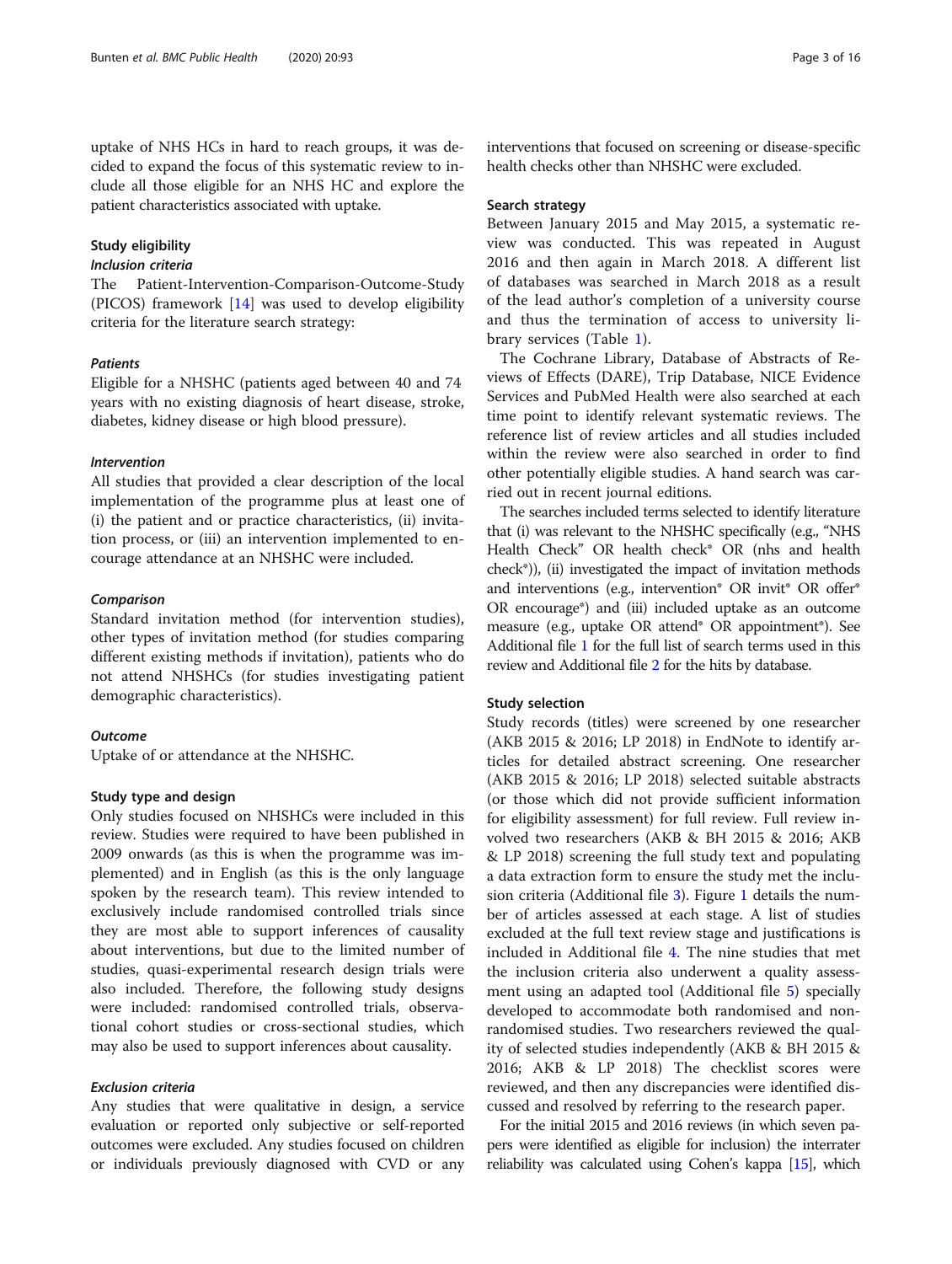uptake of NHS HCs in hard to reach groups, it was decided to expand the focus of this systematic review to include all those eligible for an NHS HC and explore the patient characteristics associated with uptake.

### Study eligibility

#### Inclusion criteria

The Patient-Intervention-Comparison-Outcome-Study (PICOS) framework [14] was used to develop eligibility criteria for the literature search strategy:

##### *Patients*

Eligible for a NHSHC (patients aged between 40 and 74 years with no existing diagnosis of heart disease, stroke, diabetes, kidney disease or high blood pressure).

##### *Intervention*

All studies that provided a clear description of the local implementation of the programme plus at least one of (i) the patient and or practice characteristics, (ii) invitation process, or (iii) an intervention implemented to encourage attendance at an NHSHC were included.

##### *Comparison*

Standard invitation method (for intervention studies), other types of invitation method (for studies comparing different existing methods if invitation), patients who do not attend NHSHCs (for studies investigating patient demographic characteristics).

##### *Outcome*

Uptake of or attendance at the NHSHC.

### Study type and design

Only studies focused on NHSHCs were included in this review. Studies were required to have been published in 2009 onwards (as this is when the programme was implemented) and in English (as this is the only language spoken by the research team). This review intended to exclusively include randomised controlled trials since they are most able to support inferences of causality about interventions, but due to the limited number of studies, quasi-experimental research design trials were also included. Therefore, the following study designs were included: randomised controlled trials, observational cohort studies or cross-sectional studies, which may also be used to support inferences about causality.

#### Exclusion criteria

Any studies that were qualitative in design, a service evaluation or reported only subjective or self-reported outcomes were excluded. Any studies focused on children or individuals previously diagnosed with CVD or any interventions that focused on screening or disease-specific health checks other than NHSHC were excluded.

### Search strategy

Between January 2015 and May 2015, a systematic review was conducted. This was repeated in August 2016 and then again in March 2018. A different list of databases was searched in March 2018 as a result of the lead author's completion of a university course and thus the termination of access to university library services (Table 1).

The Cochrane Library, Database of Abstracts of Reviews of Effects (DARE), Trip Database, NICE Evidence Services and PubMed Health were also searched at each time point to identify relevant systematic reviews. The reference list of review articles and all studies included within the review were also searched in order to find other potentially eligible studies. A hand search was carried out in recent journal editions.

The searches included terms selected to identify literature that (i) was relevant to the NHSHC specifically (e.g., "NHS Health Check" OR health check* OR (nhs and health check*)), (ii) investigated the impact of invitation methods and interventions (e.g., intervention* OR invit* OR offer* OR encourage*) and (iii) included uptake as an outcome measure (e.g., uptake OR attend* OR appointment*). See Additional file 1 for the full list of search terms used in this review and Additional file 2 for the hits by database.

### Study selection

Study records (titles) were screened by one researcher (AKB 2015 & 2016; LP 2018) in EndNote to identify articles for detailed abstract screening. One researcher (AKB 2015 & 2016; LP 2018) selected suitable abstracts (or those which did not provide sufficient information for eligibility assessment) for full review. Full review involved two researchers (AKB & BH 2015 & 2016; AKB & LP 2018) screening the full study text and populating a data extraction form to ensure the study met the inclusion criteria (Additional file 3). Figure 1 details the number of articles assessed at each stage. A list of studies excluded at the full text review stage and justifications is included in Additional file 4. The nine studies that met the inclusion criteria also underwent a quality assessment using an adapted tool (Additional file 5) specially developed to accommodate both randomised and non-randomised studies. Two researchers reviewed the quality of selected studies independently (AKB & BH 2015 & 2016; AKB & LP 2018) The checklist scores were reviewed, and then any discrepancies were identified discussed and resolved by referring to the research paper.

For the initial 2015 and 2016 reviews (in which seven papers were identified as eligible for inclusion) the interrater reliability was calculated using Cohen's kappa [15], which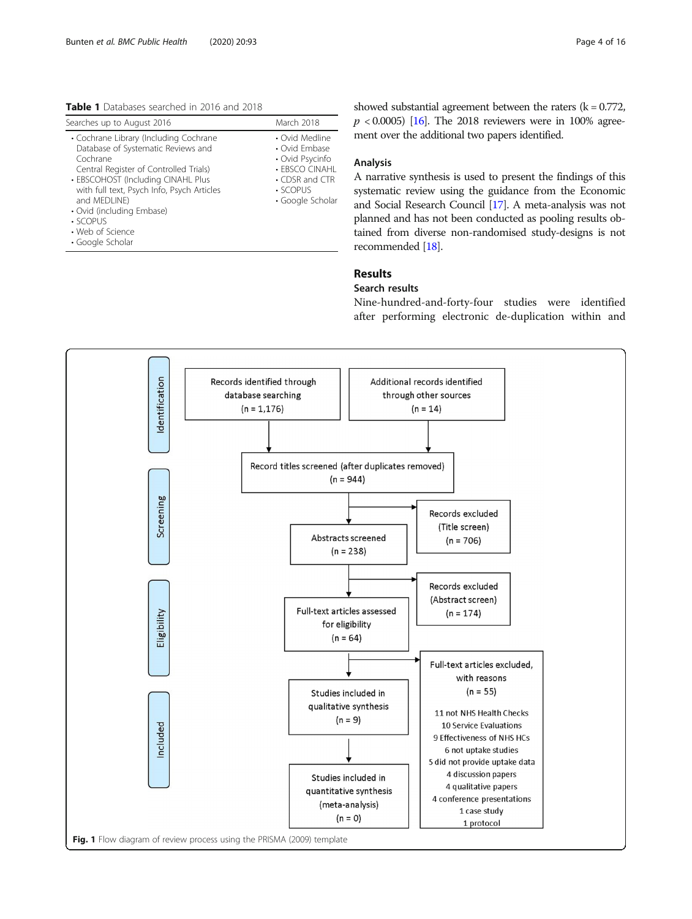**Table 1** Databases searched in 2016 and 2018

| Searches up to August 2016 | March 2018 |
| --- | --- |
| • Cochrane Library (Including Cochrane Database of Systematic Reviews and Cochrane Central Register of Controlled Trials)<br>• EBSCOHOST (Including CINAHL Plus with full text, Psych Info, Psych Articles and MEDLINE)<br>• Ovid (including Embase)<br>• SCOPUS<br>• Web of Science<br>• Google Scholar | • Ovid Medline<br>• Ovid Embase<br>• Ovid Psycinfo<br>• EBSCO CINAHL<br>• CDSR and CTR<br>• SCOPUS<br>• Google Scholar |

showed substantial agreement between the raters ($k = 0.772$, $p < 0.0005$) [16]. The 2018 reviewers were in 100% agreement over the additional two papers identified.

### Analysis

A narrative synthesis is used to present the findings of this systematic review using the guidance from the Economic and Social Research Council [17]. A meta-analysis was not planned and has not been conducted as pooling results obtained from diverse non-randomised study-designs is not recommended [18].

## Results

### Search results

Nine-hundred-and-forty-four studies were identified after performing electronic de-duplication within and

Identification

Records identified through database searching (n = 1,176)

Additional records identified through other sources (n = 14)

Screening

Record titles screened (after duplicates removed) (n = 944)

Records excluded (Title screen) (n = 706)

Abstracts screened (n = 238)

Records excluded (Abstract screen) (n = 174)

Eligibility

Full-text articles assessed for eligibility (n = 64)

Full-text articles excluded, with reasons (n = 55)

11 not NHS Health Checks
10 Service Evaluations
9 Effectiveness of NHS HCs
6 not uptake studies
5 did not provide uptake data
4 discussion papers
4 qualitative papers
4 conference presentations
1 case study
1 protocol

Included

Studies included in qualitative synthesis (n = 9)

Studies included in quantitative synthesis (meta-analysis) (n = 0)

**Fig. 1** Flow diagram of review process using the PRISMA (2009) template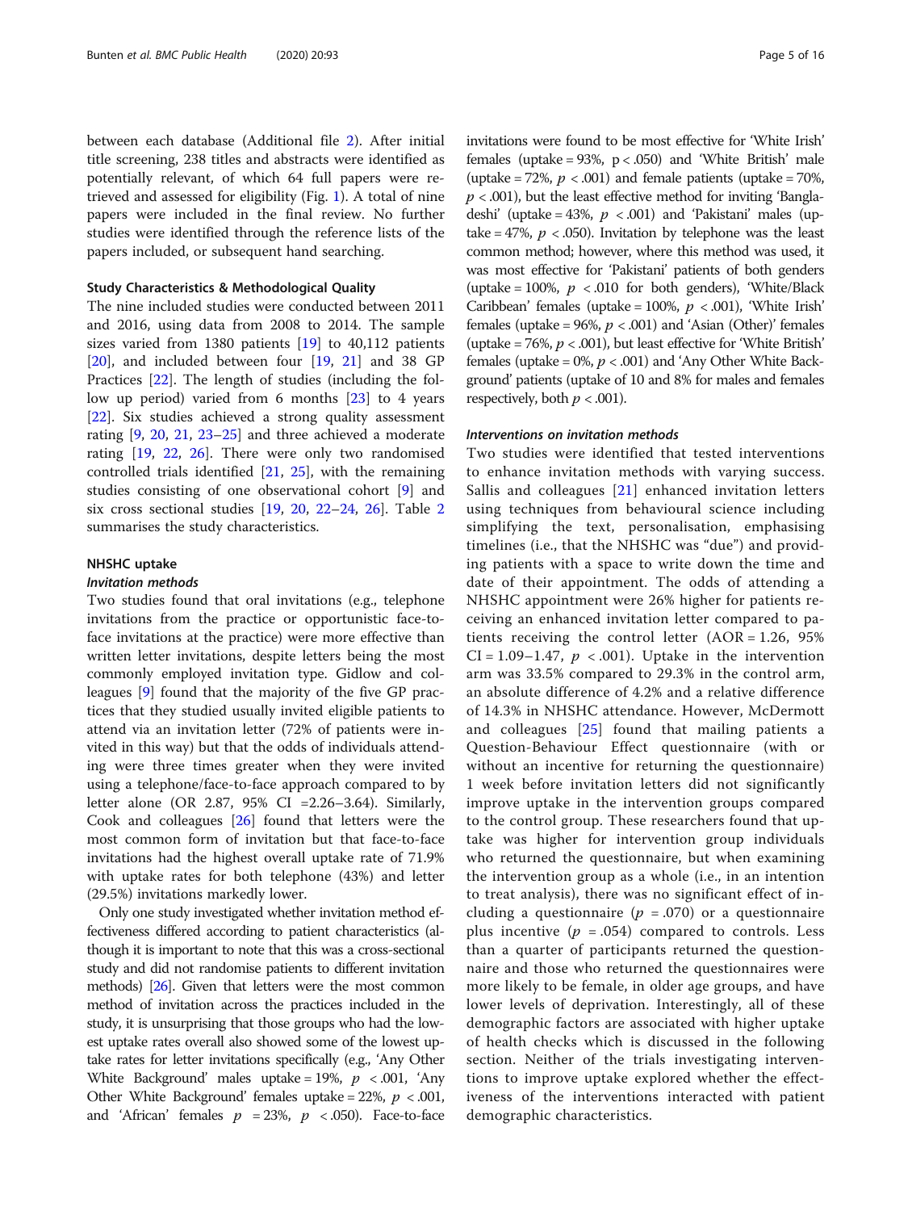between each database (Additional file 2). After initial title screening, 238 titles and abstracts were identified as potentially relevant, of which 64 full papers were retrieved and assessed for eligibility (Fig. 1). A total of nine papers were included in the final review. No further studies were identified through the reference lists of the papers included, or subsequent hand searching.

### Study Characteristics & Methodological Quality

The nine included studies were conducted between 2011 and 2016, using data from 2008 to 2014. The sample sizes varied from 1380 patients [19] to 40,112 patients [20], and included between four [19, 21] and 38 GP Practices [22]. The length of studies (including the follow up period) varied from 6 months [23] to 4 years [22]. Six studies achieved a strong quality assessment rating [9, 20, 21, 23–25] and three achieved a moderate rating [19, 22, 26]. There were only two randomised controlled trials identified [21, 25], with the remaining studies consisting of one observational cohort [9] and six cross sectional studies [19, 20, 22–24, 26]. Table 2 summarises the study characteristics.

### NHSHC uptake

#### *Invitation methods*

Two studies found that oral invitations (e.g., telephone invitations from the practice or opportunistic face-to-face invitations at the practice) were more effective than written letter invitations, despite letters being the most commonly employed invitation type. Gidlow and colleagues [9] found that the majority of the five GP practices that they studied usually invited eligible patients to attend via an invitation letter (72% of patients were invited in this way) but that the odds of individuals attending were three times greater when they were invited using a telephone/face-to-face approach compared to by letter alone (OR 2.87, 95% CI =2.26–3.64). Similarly, Cook and colleagues [26] found that letters were the most common form of invitation but that face-to-face invitations had the highest overall uptake rate of 71.9% with uptake rates for both telephone (43%) and letter (29.5%) invitations markedly lower.

Only one study investigated whether invitation method effectiveness differed according to patient characteristics (although it is important to note that this was a cross-sectional study and did not randomise patients to different invitation methods) [26]. Given that letters were the most common method of invitation across the practices included in the study, it is unsurprising that those groups who had the lowest uptake rates overall also showed some of the lowest uptake rates for letter invitations specifically (e.g., 'Any Other White Background' males uptake = 19%, $p < .001$, 'Any Other White Background' females uptake = 22%, $p < .001$, and 'African' females $p = 23\%$, $p < .050$). Face-to-face invitations were found to be most effective for 'White Irish' females (uptake = 93%, $p < .050$) and 'White British' male (uptake = 72%, $p < .001$) and female patients (uptake = 70%, $p < .001$), but the least effective method for inviting 'Bangladeshi' (uptake = 43%, $p < .001$) and 'Pakistani' males (uptake = 47%, $p < .050$). Invitation by telephone was the least common method; however, where this method was used, it was most effective for 'Pakistani' patients of both genders (uptake = 100%, $p < .010$ for both genders), 'White/Black Caribbean' females (uptake = 100%, $p < .001$), 'White Irish' females (uptake = 96%, $p < .001$) and 'Asian (Other)' females (uptake = 76%, $p < .001$), but least effective for 'White British' females (uptake = 0%, $p < .001$) and 'Any Other White Background' patients (uptake of 10 and 8% for males and females respectively, both $p < .001$).

#### *Interventions on invitation methods*

Two studies were identified that tested interventions to enhance invitation methods with varying success. Sallis and colleagues [21] enhanced invitation letters using techniques from behavioural science including simplifying the text, personalisation, emphasising timelines (i.e., that the NHSHC was "due") and providing patients with a space to write down the time and date of their appointment. The odds of attending a NHSHC appointment were 26% higher for patients receiving an enhanced invitation letter compared to patients receiving the control letter (AOR = 1.26, 95% CI = 1.09–1.47, $p < .001$). Uptake in the intervention arm was 33.5% compared to 29.3% in the control arm, an absolute difference of 4.2% and a relative difference of 14.3% in NHSHC attendance. However, McDermott and colleagues [25] found that mailing patients a Question-Behaviour Effect questionnaire (with or without an incentive for returning the questionnaire) 1 week before invitation letters did not significantly improve uptake in the intervention groups compared to the control group. These researchers found that uptake was higher for intervention group individuals who returned the questionnaire, but when examining the intervention group as a whole (i.e., in an intention to treat analysis), there was no significant effect of including a questionnaire ($p = .070$) or a questionnaire plus incentive ($p = .054$) compared to controls. Less than a quarter of participants returned the questionnaire and those who returned the questionnaires were more likely to be female, in older age groups, and have lower levels of deprivation. Interestingly, all of these demographic factors are associated with higher uptake of health checks which is discussed in the following section. Neither of the trials investigating interventions to improve uptake explored whether the effectiveness of the interventions interacted with patient demographic characteristics.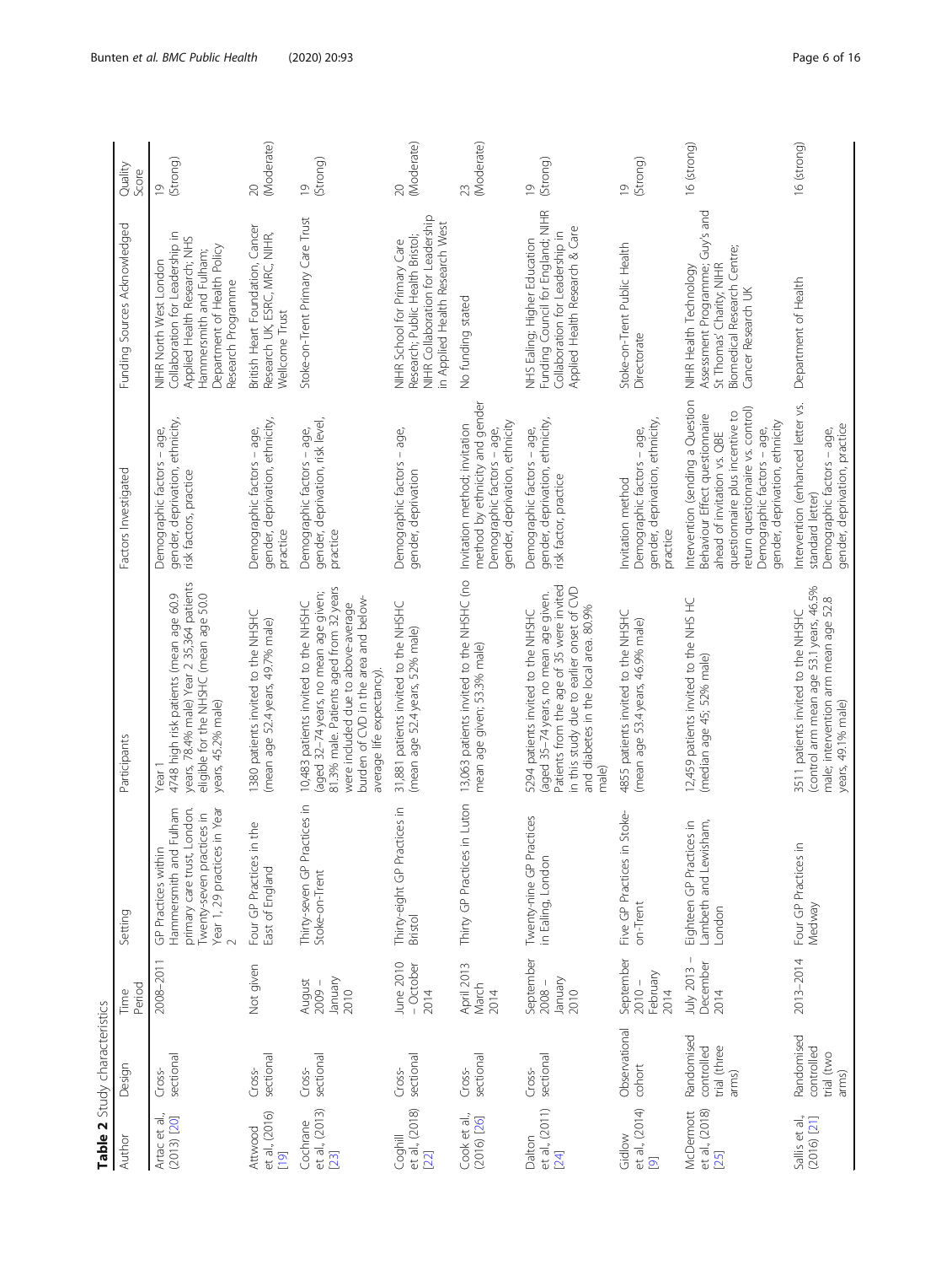**Table 2** Study characteristics

| Author | Design | Time Period | Setting | Participants | Factors Investigated | Funding Sources Acknowledged | Quality Score |
| --- | --- | --- | --- | --- | --- | --- | --- |
| Artac et al., (2013) [20] | Cross-sectional | 2008–2011 | GP Practices within Hammersmith and Fulham primary care trust, London. Twenty-seven practices in Year 1, 29 practices in Year 2 | Year 1 4748 high risk patients (mean age 60.9 years, 78.4% male) Year 2 35,364 patients eligible for the NHSHC (mean age 50.0 years, 45.2% male) | Demographic factors – age, gender, deprivation, ethnicity, risk factors, practice | NIHR North West London Collaboration for Leadership in Applied Health Research; NHS Hammersmith and Fulham; Department of Health Policy Research Programme | 19 (Strong) |
| Attwood et al., (2016) [19] | Cross-sectional | Not given | Four GP Practices in the East of England | 1380 patients invited to the NHSHC (mean age 52.4 years, 49.7% male) | Demographic factors – age, gender, deprivation, ethnicity, practice | British Heart Foundation, Cancer Research UK, ESRC, MRC, NIHR, Wellcome Trust | 20 (Moderate) |
| Cochrane et al., (2013) [23] | Cross-sectional | August 2009 – January 2010 | Thirty-seven GP Practices in Stoke-on-Trent | 10,483 patients invited to the NHSHC (aged 32–74 years, no mean age given; 81.3% male. Patients aged from 32 years were included due to above-average burden of CVD in the area and below-average life expectancy). | Demographic factors – age, gender, deprivation, risk level, practice | Stoke-on-Trent Primary Care Trust | 19 (Strong) |
| Coghill et al., (2018) [22] | Cross-sectional | June 2010 – October 2014 | Thirty-eight GP Practices in Bristol | 31,881 patients invited to the NHSHC (mean age 52.4 years, 52% male) | Demographic factors – age, gender, deprivation | NIHR School for Primary Care Research; Public Health Bristol; NIHR Collaboration for Leadership in Applied Health Research West | 20 (Moderate) |
| Cook et al., (2016) [26] | Cross-sectional | April 2013 March 2014 | Thirty GP Practices in Luton | 13,063 patients invited to the NHSHC (no mean age given; 53.3% male) | Invitation method; invitation method by ethnicity and gender Demographic factors – age, gender, deprivation, ethnicity | No funding stated | 23 (Moderate) |
| Dalton et al., (2011) [24] | Cross-sectional | September 2008 – January 2010 | Twenty-nine GP Practices in Ealing, London | 5294 patients invited to the NHSHC (aged 35–74 years, no mean age given. Patients from the age of 35 were invited in this study due to earlier onset of CVD and diabetes in the local area. 80.9% male) | Demographic factors – age, gender, deprivation, ethnicity, risk factor, practice | NHS Ealing; Higher Education Funding Council for England; NIHR Collaboration for Leadership in Applied Health Research & Care | 19 (Strong) |
| Gidlow et al., (2014) [9] | Observational cohort | September 2010 – February 2014 | Five GP Practices in Stoke-on-Trent | 4855 patients invited to the NHSHC (mean age 53.4 years, 46.9% male) | Invitation method Demographic factors – age, gender, deprivation, ethnicity, practice | Stoke-on-Trent Public Health Directorate | 19 (Strong) |
| McDermott et al., (2018) [25] | Randomised controlled trial (three arms) | July 2013 – December 2014 | Eighteen GP Practices in Lambeth and Lewisham, London | 12,459 patients invited to the NHS HC (median age 45; 52% male) | Intervention (sending a Question Behaviour Effect questionnaire ahead of invitation vs. QBE questionnaire plus incentive to return questionnaire vs. control) Demographic factors – age, gender, deprivation, ethnicity | NIHR Health Technology Assessment Programme; Guy's and St Thomas' Charity; NIHR Biomedical Research Centre; Cancer Research UK | 16 (strong) |
| Sallis et al., (2016) [21] | Randomised controlled trial (two arms) | 2013–2014 | Four GP Practices in Medway | 3511 patients invited to the NHSHC (control arm mean age 53.1 years, 46.5% male; intervention arm mean age 52.8 years, 49.1% male) | Intervention (enhanced letter vs. standard letter) Demographic factors – age, gender, deprivation, practice | Department of Health | 16 (strong) |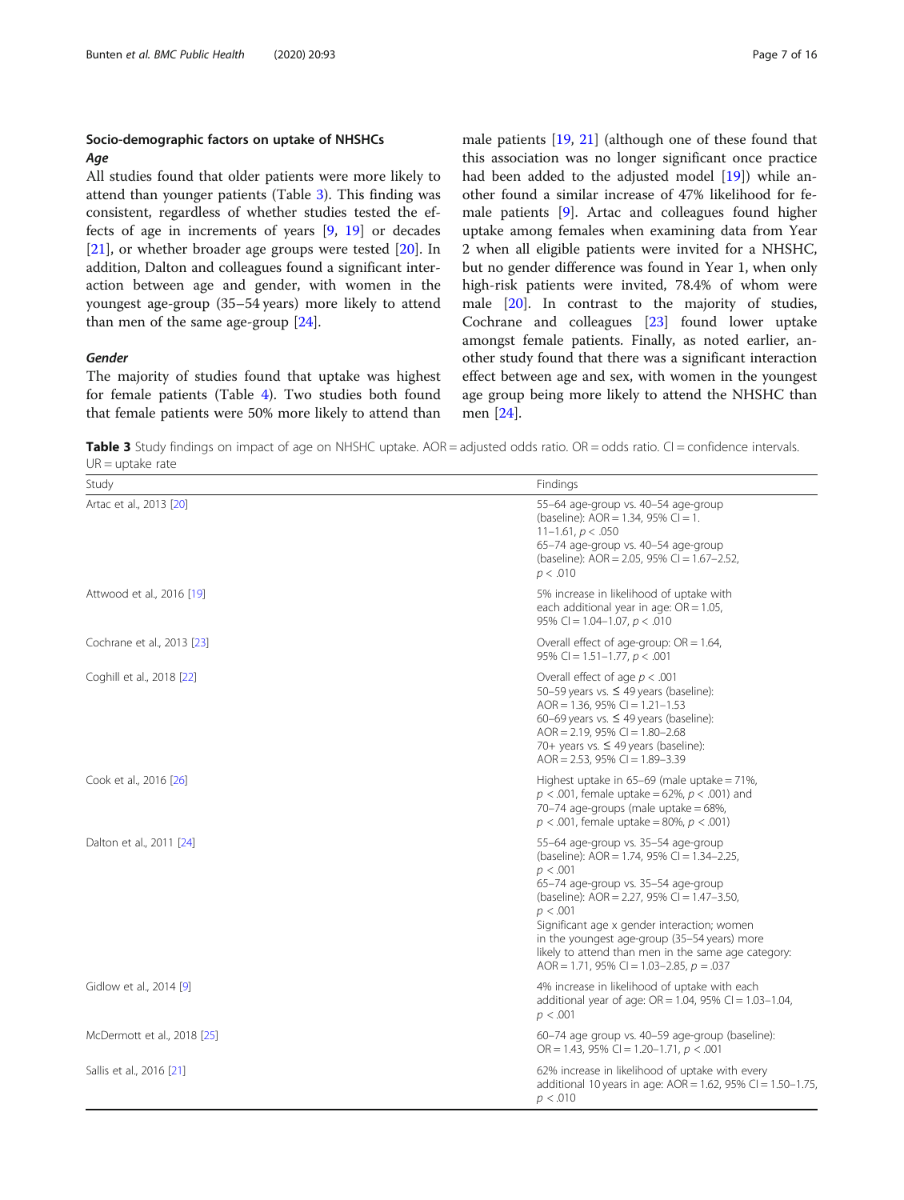## Socio-demographic factors on uptake of NHSHCs

### *Age*

All studies found that older patients were more likely to attend than younger patients (Table 3). This finding was consistent, regardless of whether studies tested the effects of age in increments of years [9, 19] or decades [21], or whether broader age groups were tested [20]. In addition, Dalton and colleagues found a significant interaction between age and gender, with women in the youngest age-group (35–54 years) more likely to attend than men of the same age-group [24].

### *Gender*

The majority of studies found that uptake was highest for female patients (Table 4). Two studies both found that female patients were 50% more likely to attend than male patients [19, 21] (although one of these found that this association was no longer significant once practice had been added to the adjusted model [19]) while another found a similar increase of 47% likelihood for female patients [9]. Artac and colleagues found higher uptake among females when examining data from Year 2 when all eligible patients were invited for a NHSHC, but no gender difference was found in Year 1, when only high-risk patients were invited, 78.4% of whom were male [20]. In contrast to the majority of studies, Cochrane and colleagues [23] found lower uptake amongst female patients. Finally, as noted earlier, another study found that there was a significant interaction effect between age and sex, with women in the youngest age group being more likely to attend the NHSHC than men [24].

**Table 3** Study findings on impact of age on NHSHC uptake. AOR = adjusted odds ratio. OR = odds ratio. CI = confidence intervals. UR = uptake rate

| Study | Findings |
| --- | --- |
| Artac et al., 2013 [20] | 55–64 age-group vs. 40–54 age-group (baseline): AOR = 1.34, 95% CI = 1.11–1.61, $p < .050$<br>65–74 age-group vs. 40–54 age-group (baseline): AOR = 2.05, 95% CI = 1.67–2.52, $p < .010$ |
| Attwood et al., 2016 [19] | 5% increase in likelihood of uptake with each additional year in age: OR = 1.05, 95% CI = 1.04–1.07, $p < .010$ |
| Cochrane et al., 2013 [23] | Overall effect of age-group: OR = 1.64, 95% CI = 1.51–1.77, $p < .001$ |
| Coghill et al., 2018 [22] | Overall effect of age $p < .001$<br>50–59 years vs. ≤ 49 years (baseline): AOR = 1.36, 95% CI = 1.21–1.53<br>60–69 years vs. ≤ 49 years (baseline): AOR = 2.19, 95% CI = 1.80–2.68<br>70+ years vs. ≤ 49 years (baseline): AOR = 2.53, 95% CI = 1.89–3.39 |
| Cook et al., 2016 [26] | Highest uptake in 65–69 (male uptake = 71%, $p < .001$, female uptake = 62%, $p < .001$) and 70–74 age-groups (male uptake = 68%, $p < .001$, female uptake = 80%, $p < .001$) |
| Dalton et al., 2011 [24] | 55–64 age-group vs. 35–54 age-group (baseline): AOR = 1.74, 95% CI = 1.34–2.25, $p < .001$<br>65–74 age-group vs. 35–54 age-group (baseline): AOR = 2.27, 95% CI = 1.47–3.50, $p < .001$<br>Significant age x gender interaction; women in the youngest age-group (35–54 years) more likely to attend than men in the same age category: AOR = 1.71, 95% CI = 1.03–2.85, $p = .037$ |
| Gidlow et al., 2014 [9] | 4% increase in likelihood of uptake with each additional year of age: OR = 1.04, 95% CI = 1.03–1.04, $p < .001$ |
| McDermott et al., 2018 [25] | 60–74 age group vs. 40–59 age-group (baseline): OR = 1.43, 95% CI = 1.20–1.71, $p < .001$ |
| Sallis et al., 2016 [21] | 62% increase in likelihood of uptake with every additional 10 years in age: AOR = 1.62, 95% CI = 1.50–1.75, $p < .010$ |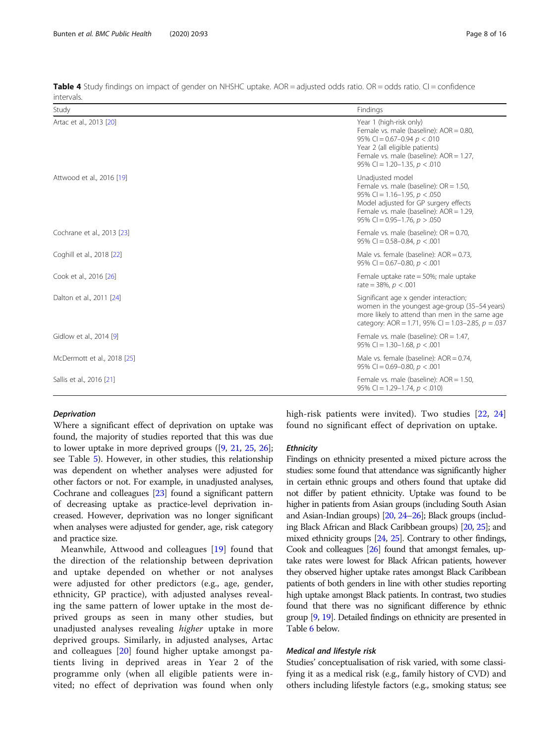**Table 4** Study findings on impact of gender on NHSHC uptake. AOR = adjusted odds ratio. OR = odds ratio. CI = confidence intervals.

| Study | Findings |
|---|---|
| Artac et al., 2013 [20] | Year 1 (high-risk only)<br>Female vs. male (baseline): AOR = 0.80, 95% CI = 0.67–0.94 $p < .010$<br>Year 2 (all eligible patients)<br>Female vs. male (baseline): AOR = 1.27, 95% CI = 1.20–1.35, $p < .010$ |
| Attwood et al., 2016 [19] | Unadjusted model<br>Female vs. male (baseline): OR = 1.50, 95% CI = 1.16–1.95, $p < .050$<br>Model adjusted for GP surgery effects<br>Female vs. male (baseline): AOR = 1.29, 95% CI = 0.95–1.76, $p > .050$ |
| Cochrane et al., 2013 [23] | Female vs. male (baseline): OR = 0.70, 95% CI = 0.58–0.84, $p < .001$ |
| Coghill et al., 2018 [22] | Male vs. female (baseline): AOR = 0.73, 95% CI = 0.67–0.80, $p < .001$ |
| Cook et al., 2016 [26] | Female uptake rate = 50%; male uptake rate = 38%, $p < .001$ |
| Dalton et al., 2011 [24] | Significant age x gender interaction; women in the youngest age-group (35–54 years) more likely to attend than men in the same age category: AOR = 1.71, 95% CI = 1.03–2.85, $p = .037$ |
| Gidlow et al., 2014 [9] | Female vs. male (baseline): OR = 1.47, 95% CI = 1.30–1.68, $p < .001$ |
| McDermott et al., 2018 [25] | Male vs. female (baseline): AOR = 0.74, 95% CI = 0.69–0.80, $p < .001$ |
| Sallis et al., 2016 [21] | Female vs. male (baseline): AOR = 1.50, 95% CI = 1.29–1.74, $p < .010$) |

#### *Deprivation*

Where a significant effect of deprivation on uptake was found, the majority of studies reported that this was due to lower uptake in more deprived groups ([9, 21, 25, 26]; see Table 5). However, in other studies, this relationship was dependent on whether analyses were adjusted for other factors or not. For example, in unadjusted analyses, Cochrane and colleagues [23] found a significant pattern of decreasing uptake as practice-level deprivation increased. However, deprivation was no longer significant when analyses were adjusted for gender, age, risk category and practice size.

Meanwhile, Attwood and colleagues [19] found that the direction of the relationship between deprivation and uptake depended on whether or not analyses were adjusted for other predictors (e.g., age, gender, ethnicity, GP practice), with adjusted analyses revealing the same pattern of lower uptake in the most deprived groups as seen in many other studies, but unadjusted analyses revealing *higher* uptake in more deprived groups. Similarly, in adjusted analyses, Artac and colleagues [20] found higher uptake amongst patients living in deprived areas in Year 2 of the programme only (when all eligible patients were invited; no effect of deprivation was found when only high-risk patients were invited). Two studies [22, 24] found no significant effect of deprivation on uptake.

#### *Ethnicity*

Findings on ethnicity presented a mixed picture across the studies: some found that attendance was significantly higher in certain ethnic groups and others found that uptake did not differ by patient ethnicity. Uptake was found to be higher in patients from Asian groups (including South Asian and Asian-Indian groups) [20, 24–26]; Black groups (including Black African and Black Caribbean groups) [20, 25]; and mixed ethnicity groups [24, 25]. Contrary to other findings, Cook and colleagues [26] found that amongst females, uptake rates were lowest for Black African patients, however they observed higher uptake rates amongst Black Caribbean patients of both genders in line with other studies reporting high uptake amongst Black patients. In contrast, two studies found that there was no significant difference by ethnic group [9, 19]. Detailed findings on ethnicity are presented in Table 6 below.

#### *Medical and lifestyle risk*

Studies' conceptualisation of risk varied, with some classifying it as a medical risk (e.g., family history of CVD) and others including lifestyle factors (e.g., smoking status; see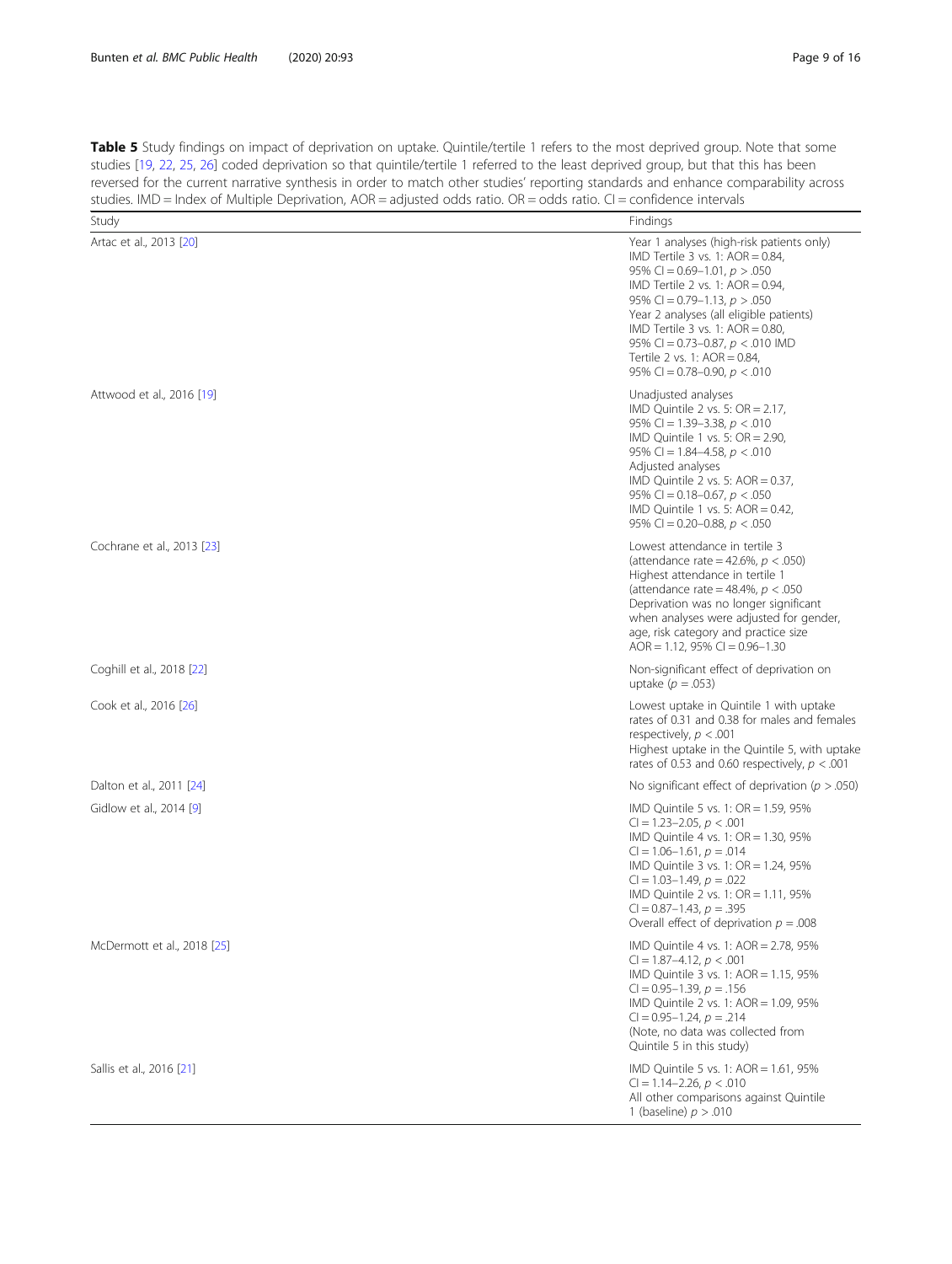**Table 5** Study findings on impact of deprivation on uptake. Quintile/tertile 1 refers to the most deprived group. Note that some studies [19, 22, 25, 26] coded deprivation so that quintile/tertile 1 referred to the least deprived group, but that this has been reversed for the current narrative synthesis in order to match other studies' reporting standards and enhance comparability across studies. IMD = Index of Multiple Deprivation, AOR = adjusted odds ratio. OR = odds ratio. CI = confidence intervals

| Study | Findings |
|---|---|
| Artac et al., 2013 [20] | Year 1 analyses (high-risk patients only)<br>IMD Tertile 3 vs. 1: AOR = 0.84, 95% CI = 0.69–1.01, $p > .050$<br>IMD Tertile 2 vs. 1: AOR = 0.94, 95% CI = 0.79–1.13, $p > .050$<br>Year 2 analyses (all eligible patients)<br>IMD Tertile 3 vs. 1: AOR = 0.80, 95% CI = 0.73–0.87, $p < .010$ IMD Tertile 2 vs. 1: AOR = 0.84, 95% CI = 0.78–0.90, $p < .010$ |
| Attwood et al., 2016 [19] | Unadjusted analyses<br>IMD Quintile 2 vs. 5: OR = 2.17, 95% CI = 1.39–3.38, $p < .010$<br>IMD Quintile 1 vs. 5: OR = 2.90, 95% CI = 1.84–4.58, $p < .010$<br>Adjusted analyses<br>IMD Quintile 2 vs. 5: AOR = 0.37, 95% CI = 0.18–0.67, $p < .050$<br>IMD Quintile 1 vs. 5: AOR = 0.42, 95% CI = 0.20–0.88, $p < .050$ |
| Cochrane et al., 2013 [23] | Lowest attendance in tertile 3 (attendance rate = 42.6%, $p < .050$)<br>Highest attendance in tertile 1 (attendance rate = 48.4%, $p < .050$<br>Deprivation was no longer significant when analyses were adjusted for gender, age, risk category and practice size AOR = 1.12, 95% CI = 0.96–1.30 |
| Coghill et al., 2018 [22] | Non-significant effect of deprivation on uptake ($p = .053$) |
| Cook et al., 2016 [26] | Lowest uptake in Quintile 1 with uptake rates of 0.31 and 0.38 for males and females respectively, $p < .001$<br>Highest uptake in the Quintile 5, with uptake rates of 0.53 and 0.60 respectively, $p < .001$ |
| Dalton et al., 2011 [24] | No significant effect of deprivation ($p > .050$) |
| Gidlow et al., 2014 [9] | IMD Quintile 5 vs. 1: OR = 1.59, 95% CI = 1.23–2.05, $p < .001$<br>IMD Quintile 4 vs. 1: OR = 1.30, 95% CI = 1.06–1.61, $p = .014$<br>IMD Quintile 3 vs. 1: OR = 1.24, 95% CI = 1.03–1.49, $p = .022$<br>IMD Quintile 2 vs. 1: OR = 1.11, 95% CI = 0.87–1.43, $p = .395$<br>Overall effect of deprivation $p = .008$ |
| McDermott et al., 2018 [25] | IMD Quintile 4 vs. 1: AOR = 2.78, 95% CI = 1.87–4.12, $p < .001$<br>IMD Quintile 3 vs. 1: AOR = 1.15, 95% CI = 0.95–1.39, $p = .156$<br>IMD Quintile 2 vs. 1: AOR = 1.09, 95% CI = 0.95–1.24, $p = .214$<br>(Note, no data was collected from Quintile 5 in this study) |
| Sallis et al., 2016 [21] | IMD Quintile 5 vs. 1: AOR = 1.61, 95% CI = 1.14–2.26, $p < .010$<br>All other comparisons against Quintile 1 (baseline) $p > .010$ |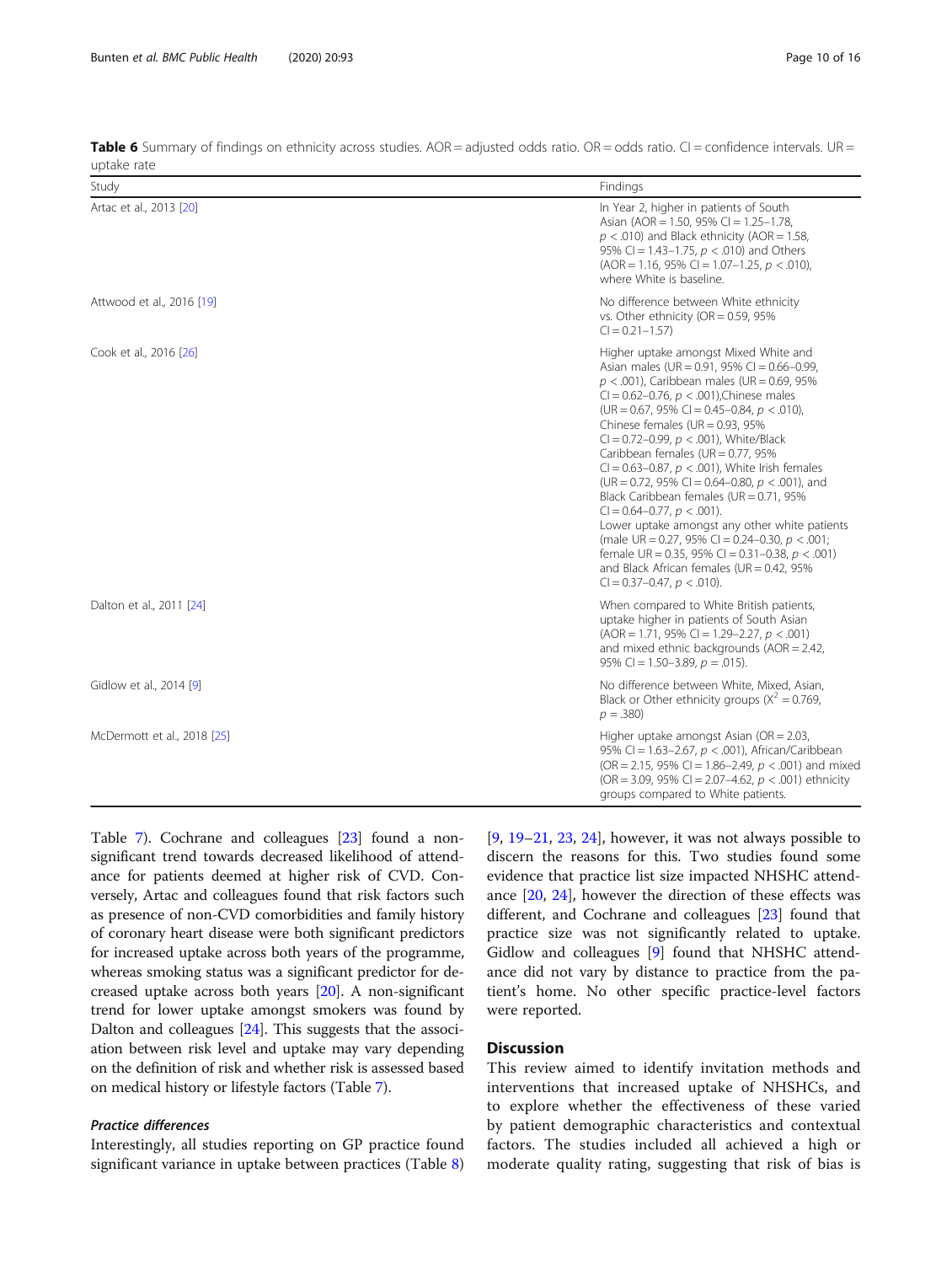**Table 6** Summary of findings on ethnicity across studies. AOR = adjusted odds ratio. OR = odds ratio. CI = confidence intervals. UR = uptake rate

| Study | Findings |
|---|---|
| Artac et al., 2013 [20] | In Year 2, higher in patients of South Asian (AOR = 1.50, 95% CI = 1.25–1.78, $p < .010$) and Black ethnicity (AOR = 1.58, 95% CI = 1.43–1.75, $p < .010$) and Others (AOR = 1.16, 95% CI = 1.07–1.25, $p < .010$), where White is baseline. |
| Attwood et al., 2016 [19] | No difference between White ethnicity vs. Other ethnicity (OR = 0.59, 95% CI = 0.21–1.57) |
| Cook et al., 2016 [26] | Higher uptake amongst Mixed White and Asian males (UR = 0.91, 95% CI = 0.66–0.99, $p < .001$), Caribbean males (UR = 0.69, 95% CI = 0.62–0.76, $p < .001$),Chinese males (UR = 0.67, 95% CI = 0.45–0.84, $p < .010$), Chinese females (UR = 0.93, 95% CI = 0.72–0.99, $p < .001$), White/Black Caribbean females (UR = 0.77, 95% CI = 0.63–0.87, $p < .001$), White Irish females (UR = 0.72, 95% CI = 0.64–0.80, $p < .001$), and Black Caribbean females (UR = 0.71, 95% CI = 0.64–0.77, $p < .001$). Lower uptake amongst any other white patients (male UR = 0.27, 95% CI = 0.24–0.30, $p < .001$; female UR = 0.35, 95% CI = 0.31–0.38, $p < .001$) and Black African females (UR = 0.42, 95% CI = 0.37–0.47, $p < .010$). |
| Dalton et al., 2011 [24] | When compared to White British patients, uptake higher in patients of South Asian (AOR = 1.71, 95% CI = 1.29–2.27, $p < .001$) and mixed ethnic backgrounds (AOR = 2.42, 95% CI = 1.50–3.89, $p = .015$). |
| Gidlow et al., 2014 [9] | No difference between White, Mixed, Asian, Black or Other ethnicity groups ($X^2 = 0.769$, $p = .380$) |
| McDermott et al., 2018 [25] | Higher uptake amongst Asian (OR = 2.03, 95% CI = 1.63–2.67, $p < .001$), African/Caribbean (OR = 2.15, 95% CI = 1.86–2.49, $p < .001$) and mixed (OR = 3.09, 95% CI = 2.07–4.62, $p < .001$) ethnicity groups compared to White patients. |

Table 7). Cochrane and colleagues [23] found a non-significant trend towards decreased likelihood of attendance for patients deemed at higher risk of CVD. Conversely, Artac and colleagues found that risk factors such as presence of non-CVD comorbidities and family history of coronary heart disease were both significant predictors for increased uptake across both years of the programme, whereas smoking status was a significant predictor for decreased uptake across both years [20]. A non-significant trend for lower uptake amongst smokers was found by Dalton and colleagues [24]. This suggests that the association between risk level and uptake may vary depending on the definition of risk and whether risk is assessed based on medical history or lifestyle factors (Table 7).

### *Practice differences*

Interestingly, all studies reporting on GP practice found significant variance in uptake between practices (Table 8) [9, 19–21, 23, 24], however, it was not always possible to discern the reasons for this. Two studies found some evidence that practice list size impacted NHSHC attendance [20, 24], however the direction of these effects was different, and Cochrane and colleagues [23] found that practice size was not significantly related to uptake. Gidlow and colleagues [9] found that NHSHC attendance did not vary by distance to practice from the patient's home. No other specific practice-level factors were reported.

## Discussion

This review aimed to identify invitation methods and interventions that increased uptake of NHSHCs, and to explore whether the effectiveness of these varied by patient demographic characteristics and contextual factors. The studies included all achieved a high or moderate quality rating, suggesting that risk of bias is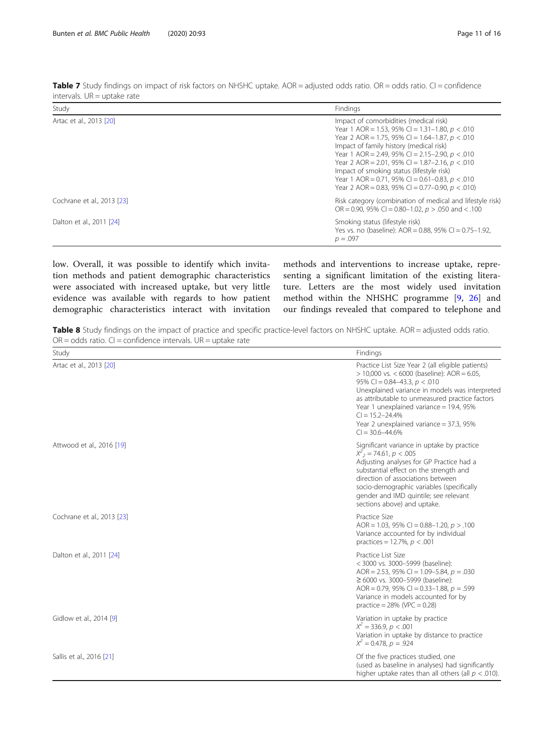**Table 7** Study findings on impact of risk factors on NHSHC uptake. AOR = adjusted odds ratio. OR = odds ratio. CI = confidence intervals. UR = uptake rate

| Study | Findings |
|---|---|
| Artac et al., 2013 [20] | Impact of comorbidities (medical risk)<br>Year 1 AOR = 1.53, 95% CI = 1.31–1.80, $p < .010$<br>Year 2 AOR = 1.75, 95% CI = 1.64–1.87, $p < .010$<br>Impact of family history (medical risk)<br>Year 1 AOR = 2.49, 95% CI = 2.15–2.90, $p < .010$<br>Year 2 AOR = 2.01, 95% CI = 1.87–2.16, $p < .010$<br>Impact of smoking status (lifestyle risk)<br>Year 1 AOR = 0.71, 95% CI = 0.61–0.83, $p < .010$<br>Year 2 AOR = 0.83, 95% CI = 0.77–0.90, $p < .010$) |
| Cochrane et al., 2013 [23] | Risk category (combination of medical and lifestyle risk)<br>OR = 0.90, 95% CI = 0.80–1.02, $p > .050$ and $< .100$ |
| Dalton et al., 2011 [24] | Smoking status (lifestyle risk)<br>Yes vs. no (baseline): AOR = 0.88, 95% CI = 0.75–1.92, $p = .097$ |

low. Overall, it was possible to identify which invitation methods and patient demographic characteristics were associated with increased uptake, but very little evidence was available with regards to how patient demographic characteristics interact with invitation methods and interventions to increase uptake, representing a significant limitation of the existing literature. Letters are the most widely used invitation method within the NHSHC programme [9, 26] and our findings revealed that compared to telephone and

**Table 8** Study findings on the impact of practice and specific practice-level factors on NHSHC uptake. AOR = adjusted odds ratio. OR = odds ratio. CI = confidence intervals. UR = uptake rate

| Study | Findings |
|---|---|
| Artac et al., 2013 [20] | Practice List Size Year 2 (all eligible patients) > 10,000 vs. < 6000 (baseline): AOR = 6.05, 95% CI = 0.84–43.3, $p < .010$<br>Unexplained variance in models was interpreted as attributable to unmeasured practice factors<br>Year 1 unexplained variance = 19.4, 95% CI = 15.2–24.4%<br>Year 2 unexplained variance = 37.3, 95% CI = 30.6–44.6% |
| Attwood et al., 2016 [19] | Significant variance in uptake by practice<br>$X^2_2 = 74.61$, $p < .005$<br>Adjusting analyses for GP Practice had a substantial effect on the strength and direction of associations between socio-demographic variables (specifically gender and IMD quintile; see relevant sections above) and uptake. |
| Cochrane et al., 2013 [23] | Practice Size<br>AOR = 1.03, 95% CI = 0.88–1.20, $p > .100$<br>Variance accounted for by individual practices = 12.7%, $p < .001$ |
| Dalton et al., 2011 [24] | Practice List Size<br>< 3000 vs. 3000–5999 (baseline):<br>AOR = 2.53, 95% CI = 1.09–5.84, $p = .030$<br>≥ 6000 vs. 3000–5999 (baseline):<br>AOR = 0.79, 95% CI = 0.33–1.88, $p = .599$<br>Variance in models accounted for by practice = 28% (VPC = 0.28) |
| Gidlow et al., 2014 [9] | Variation in uptake by practice<br>$X^2 = 336.9$, $p < .001$<br>Variation in uptake by distance to practice<br>$X^2 = 0.478$, $p = .924$ |
| Sallis et al., 2016 [21] | Of the five practices studied, one (used as baseline in analyses) had significantly higher uptake rates than all others (all $p < .010$). |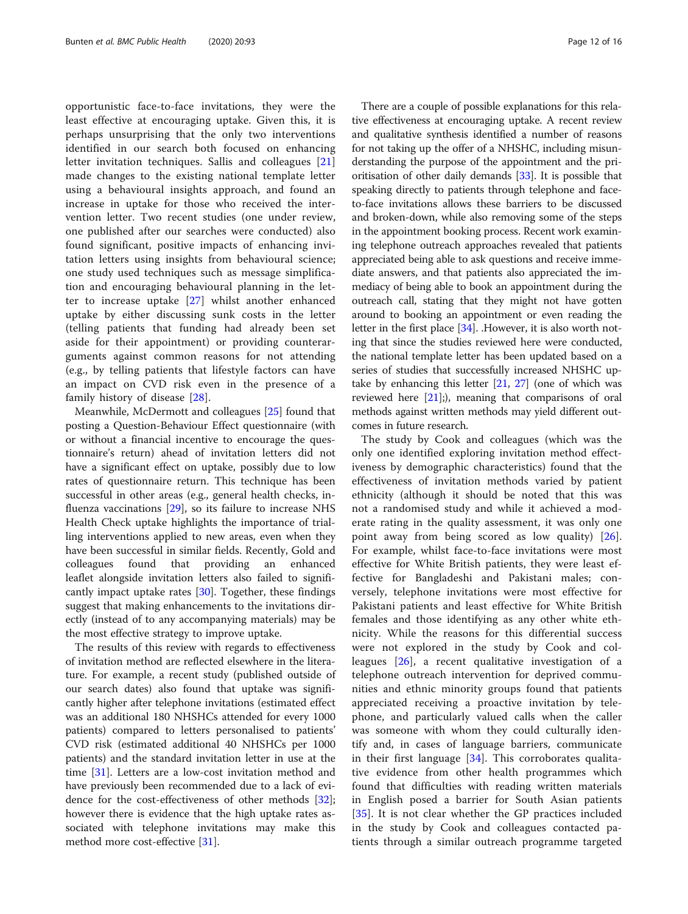opportunistic face-to-face invitations, they were the least effective at encouraging uptake. Given this, it is perhaps unsurprising that the only two interventions identified in our search both focused on enhancing letter invitation techniques. Sallis and colleagues [21] made changes to the existing national template letter using a behavioural insights approach, and found an increase in uptake for those who received the intervention letter. Two recent studies (one under review, one published after our searches were conducted) also found significant, positive impacts of enhancing invitation letters using insights from behavioural science; one study used techniques such as message simplification and encouraging behavioural planning in the letter to increase uptake [27] whilst another enhanced uptake by either discussing sunk costs in the letter (telling patients that funding had already been set aside for their appointment) or providing counterarguments against common reasons for not attending (e.g., by telling patients that lifestyle factors can have an impact on CVD risk even in the presence of a family history of disease [28].

Meanwhile, McDermott and colleagues [25] found that posting a Question-Behaviour Effect questionnaire (with or without a financial incentive to encourage the questionnaire's return) ahead of invitation letters did not have a significant effect on uptake, possibly due to low rates of questionnaire return. This technique has been successful in other areas (e.g., general health checks, influenza vaccinations [29], so its failure to increase NHS Health Check uptake highlights the importance of trialling interventions applied to new areas, even when they have been successful in similar fields. Recently, Gold and colleagues found that providing an enhanced leaflet alongside invitation letters also failed to significantly impact uptake rates [30]. Together, these findings suggest that making enhancements to the invitations directly (instead of to any accompanying materials) may be the most effective strategy to improve uptake.

The results of this review with regards to effectiveness of invitation method are reflected elsewhere in the literature. For example, a recent study (published outside of our search dates) also found that uptake was significantly higher after telephone invitations (estimated effect was an additional 180 NHSHCs attended for every 1000 patients) compared to letters personalised to patients' CVD risk (estimated additional 40 NHSHCs per 1000 patients) and the standard invitation letter in use at the time [31]. Letters are a low-cost invitation method and have previously been recommended due to a lack of evidence for the cost-effectiveness of other methods [32]; however there is evidence that the high uptake rates associated with telephone invitations may make this method more cost-effective [31].

There are a couple of possible explanations for this relative effectiveness at encouraging uptake. A recent review and qualitative synthesis identified a number of reasons for not taking up the offer of a NHSHC, including misunderstanding the purpose of the appointment and the prioritisation of other daily demands [33]. It is possible that speaking directly to patients through telephone and face-to-face invitations allows these barriers to be discussed and broken-down, while also removing some of the steps in the appointment booking process. Recent work examining telephone outreach approaches revealed that patients appreciated being able to ask questions and receive immediate answers, and that patients also appreciated the immediacy of being able to book an appointment during the outreach call, stating that they might not have gotten around to booking an appointment or even reading the letter in the first place [34]. .However, it is also worth noting that since the studies reviewed here were conducted, the national template letter has been updated based on a series of studies that successfully increased NHSHC uptake by enhancing this letter [21, 27] (one of which was reviewed here [21];), meaning that comparisons of oral methods against written methods may yield different outcomes in future research.

The study by Cook and colleagues (which was the only one identified exploring invitation method effectiveness by demographic characteristics) found that the effectiveness of invitation methods varied by patient ethnicity (although it should be noted that this was not a randomised study and while it achieved a moderate rating in the quality assessment, it was only one point away from being scored as low quality) [26]. For example, whilst face-to-face invitations were most effective for White British patients, they were least effective for Bangladeshi and Pakistani males; conversely, telephone invitations were most effective for Pakistani patients and least effective for White British females and those identifying as any other white ethnicity. While the reasons for this differential success were not explored in the study by Cook and colleagues [26], a recent qualitative investigation of a telephone outreach intervention for deprived communities and ethnic minority groups found that patients appreciated receiving a proactive invitation by telephone, and particularly valued calls when the caller was someone with whom they could culturally identify and, in cases of language barriers, communicate in their first language [34]. This corroborates qualitative evidence from other health programmes which found that difficulties with reading written materials in English posed a barrier for South Asian patients [35]. It is not clear whether the GP practices included in the study by Cook and colleagues contacted patients through a similar outreach programme targeted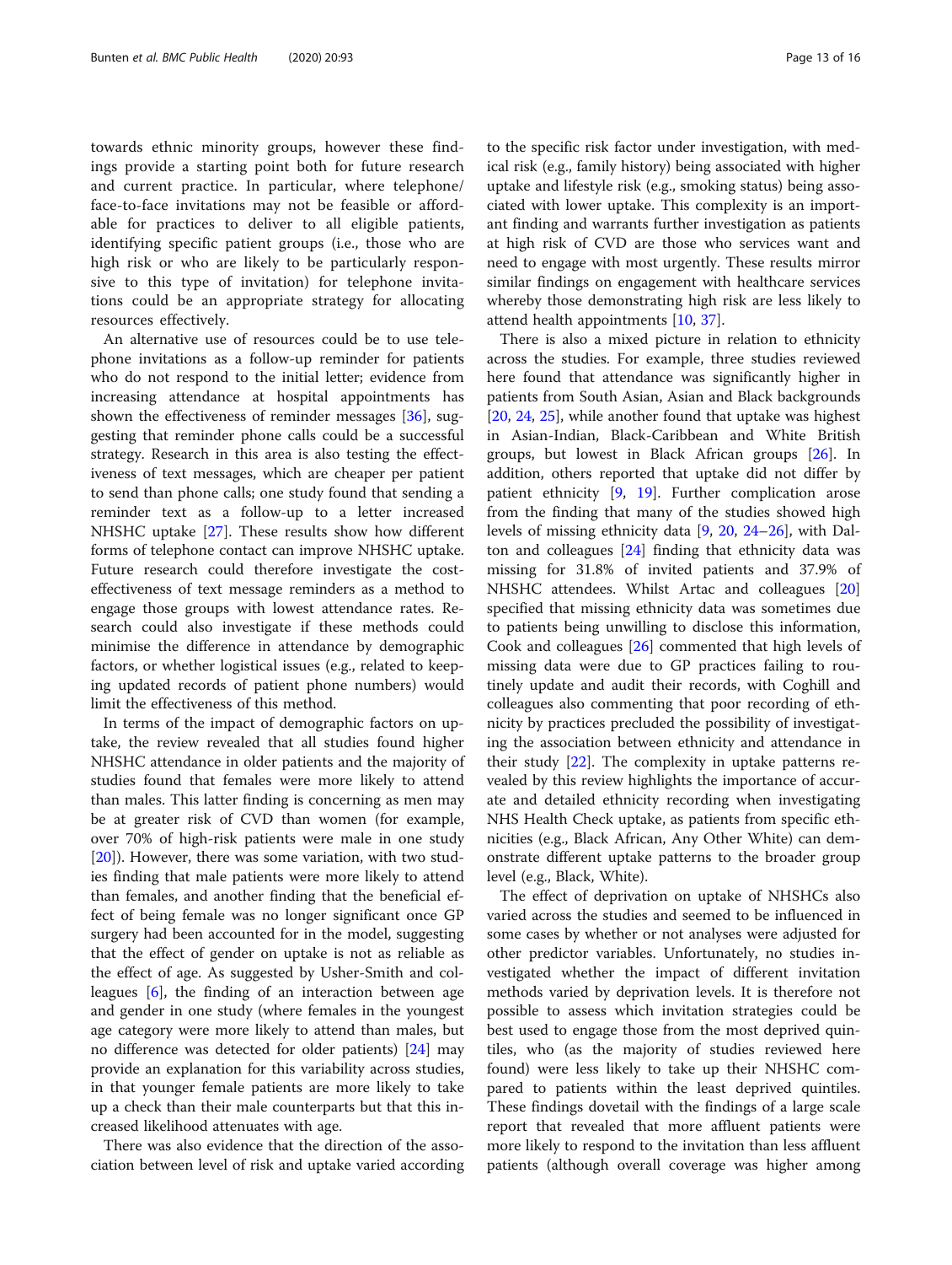towards ethnic minority groups, however these findings provide a starting point both for future research and current practice. In particular, where telephone/face-to-face invitations may not be feasible or affordable for practices to deliver to all eligible patients, identifying specific patient groups (i.e., those who are high risk or who are likely to be particularly responsive to this type of invitation) for telephone invitations could be an appropriate strategy for allocating resources effectively.

An alternative use of resources could be to use telephone invitations as a follow-up reminder for patients who do not respond to the initial letter; evidence from increasing attendance at hospital appointments has shown the effectiveness of reminder messages [36], suggesting that reminder phone calls could be a successful strategy. Research in this area is also testing the effectiveness of text messages, which are cheaper per patient to send than phone calls; one study found that sending a reminder text as a follow-up to a letter increased NHSHC uptake [27]. These results show how different forms of telephone contact can improve NHSHC uptake. Future research could therefore investigate the cost-effectiveness of text message reminders as a method to engage those groups with lowest attendance rates. Research could also investigate if these methods could minimise the difference in attendance by demographic factors, or whether logistical issues (e.g., related to keeping updated records of patient phone numbers) would limit the effectiveness of this method.

In terms of the impact of demographic factors on uptake, the review revealed that all studies found higher NHSHC attendance in older patients and the majority of studies found that females were more likely to attend than males. This latter finding is concerning as men may be at greater risk of CVD than women (for example, over 70% of high-risk patients were male in one study [20]). However, there was some variation, with two studies finding that male patients were more likely to attend than females, and another finding that the beneficial effect of being female was no longer significant once GP surgery had been accounted for in the model, suggesting that the effect of gender on uptake is not as reliable as the effect of age. As suggested by Usher-Smith and colleagues [6], the finding of an interaction between age and gender in one study (where females in the youngest age category were more likely to attend than males, but no difference was detected for older patients) [24] may provide an explanation for this variability across studies, in that younger female patients are more likely to take up a check than their male counterparts but that this increased likelihood attenuates with age.

There was also evidence that the direction of the association between level of risk and uptake varied according to the specific risk factor under investigation, with medical risk (e.g., family history) being associated with higher uptake and lifestyle risk (e.g., smoking status) being associated with lower uptake. This complexity is an important finding and warrants further investigation as patients at high risk of CVD are those who services want and need to engage with most urgently. These results mirror similar findings on engagement with healthcare services whereby those demonstrating high risk are less likely to attend health appointments [10, 37].

There is also a mixed picture in relation to ethnicity across the studies. For example, three studies reviewed here found that attendance was significantly higher in patients from South Asian, Asian and Black backgrounds [20, 24, 25], while another found that uptake was highest in Asian-Indian, Black-Caribbean and White British groups, but lowest in Black African groups [26]. In addition, others reported that uptake did not differ by patient ethnicity [9, 19]. Further complication arose from the finding that many of the studies showed high levels of missing ethnicity data [9, 20, 24–26], with Dalton and colleagues [24] finding that ethnicity data was missing for 31.8% of invited patients and 37.9% of NHSHC attendees. Whilst Artac and colleagues [20] specified that missing ethnicity data was sometimes due to patients being unwilling to disclose this information, Cook and colleagues [26] commented that high levels of missing data were due to GP practices failing to routinely update and audit their records, with Coghill and colleagues also commenting that poor recording of ethnicity by practices precluded the possibility of investigating the association between ethnicity and attendance in their study [22]. The complexity in uptake patterns revealed by this review highlights the importance of accurate and detailed ethnicity recording when investigating NHS Health Check uptake, as patients from specific ethnicities (e.g., Black African, Any Other White) can demonstrate different uptake patterns to the broader group level (e.g., Black, White).

The effect of deprivation on uptake of NHSHCs also varied across the studies and seemed to be influenced in some cases by whether or not analyses were adjusted for other predictor variables. Unfortunately, no studies investigated whether the impact of different invitation methods varied by deprivation levels. It is therefore not possible to assess which invitation strategies could be best used to engage those from the most deprived quintiles, who (as the majority of studies reviewed here found) were less likely to take up their NHSHC compared to patients within the least deprived quintiles. These findings dovetail with the findings of a large scale report that revealed that more affluent patients were more likely to respond to the invitation than less affluent patients (although overall coverage was higher among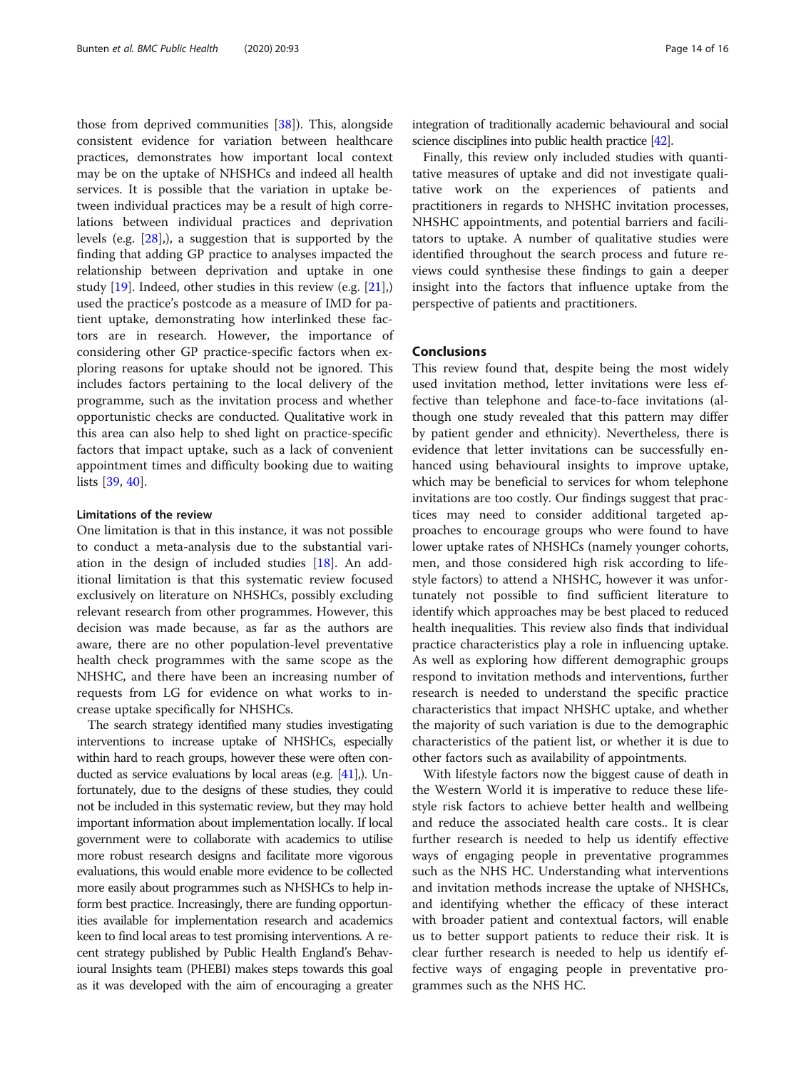those from deprived communities [38]). This, alongside consistent evidence for variation between healthcare practices, demonstrates how important local context may be on the uptake of NHSHCs and indeed all health services. It is possible that the variation in uptake between individual practices may be a result of high correlations between individual practices and deprivation levels (e.g. [28],), a suggestion that is supported by the finding that adding GP practice to analyses impacted the relationship between deprivation and uptake in one study [19]. Indeed, other studies in this review (e.g. [21],) used the practice's postcode as a measure of IMD for patient uptake, demonstrating how interlinked these factors are in research. However, the importance of considering other GP practice-specific factors when exploring reasons for uptake should not be ignored. This includes factors pertaining to the local delivery of the programme, such as the invitation process and whether opportunistic checks are conducted. Qualitative work in this area can also help to shed light on practice-specific factors that impact uptake, such as a lack of convenient appointment times and difficulty booking due to waiting lists [39, 40].

### Limitations of the review

One limitation is that in this instance, it was not possible to conduct a meta-analysis due to the substantial variation in the design of included studies [18]. An additional limitation is that this systematic review focused exclusively on literature on NHSHCs, possibly excluding relevant research from other programmes. However, this decision was made because, as far as the authors are aware, there are no other population-level preventative health check programmes with the same scope as the NHSHC, and there have been an increasing number of requests from LG for evidence on what works to increase uptake specifically for NHSHCs.

The search strategy identified many studies investigating interventions to increase uptake of NHSHCs, especially within hard to reach groups, however these were often conducted as service evaluations by local areas (e.g. [41],). Unfortunately, due to the designs of these studies, they could not be included in this systematic review, but they may hold important information about implementation locally. If local government were to collaborate with academics to utilise more robust research designs and facilitate more vigorous evaluations, this would enable more evidence to be collected more easily about programmes such as NHSHCs to help inform best practice. Increasingly, there are funding opportunities available for implementation research and academics keen to find local areas to test promising interventions. A recent strategy published by Public Health England's Behavioural Insights team (PHEBI) makes steps towards this goal as it was developed with the aim of encouraging a greater integration of traditionally academic behavioural and social science disciplines into public health practice [42].

Finally, this review only included studies with quantitative measures of uptake and did not investigate qualitative work on the experiences of patients and practitioners in regards to NHSHC invitation processes, NHSHC appointments, and potential barriers and facilitators to uptake. A number of qualitative studies were identified throughout the search process and future reviews could synthesise these findings to gain a deeper insight into the factors that influence uptake from the perspective of patients and practitioners.

## Conclusions

This review found that, despite being the most widely used invitation method, letter invitations were less effective than telephone and face-to-face invitations (although one study revealed that this pattern may differ by patient gender and ethnicity). Nevertheless, there is evidence that letter invitations can be successfully enhanced using behavioural insights to improve uptake, which may be beneficial to services for whom telephone invitations are too costly. Our findings suggest that practices may need to consider additional targeted approaches to encourage groups who were found to have lower uptake rates of NHSHCs (namely younger cohorts, men, and those considered high risk according to lifestyle factors) to attend a NHSHC, however it was unfortunately not possible to find sufficient literature to identify which approaches may be best placed to reduced health inequalities. This review also finds that individual practice characteristics play a role in influencing uptake. As well as exploring how different demographic groups respond to invitation methods and interventions, further research is needed to understand the specific practice characteristics that impact NHSHC uptake, and whether the majority of such variation is due to the demographic characteristics of the patient list, or whether it is due to other factors such as availability of appointments.

With lifestyle factors now the biggest cause of death in the Western World it is imperative to reduce these lifestyle risk factors to achieve better health and wellbeing and reduce the associated health care costs.. It is clear further research is needed to help us identify effective ways of engaging people in preventative programmes such as the NHS HC. Understanding what interventions and invitation methods increase the uptake of NHSHCs, and identifying whether the efficacy of these interact with broader patient and contextual factors, will enable us to better support patients to reduce their risk. It is clear further research is needed to help us identify effective ways of engaging people in preventative programmes such as the NHS HC.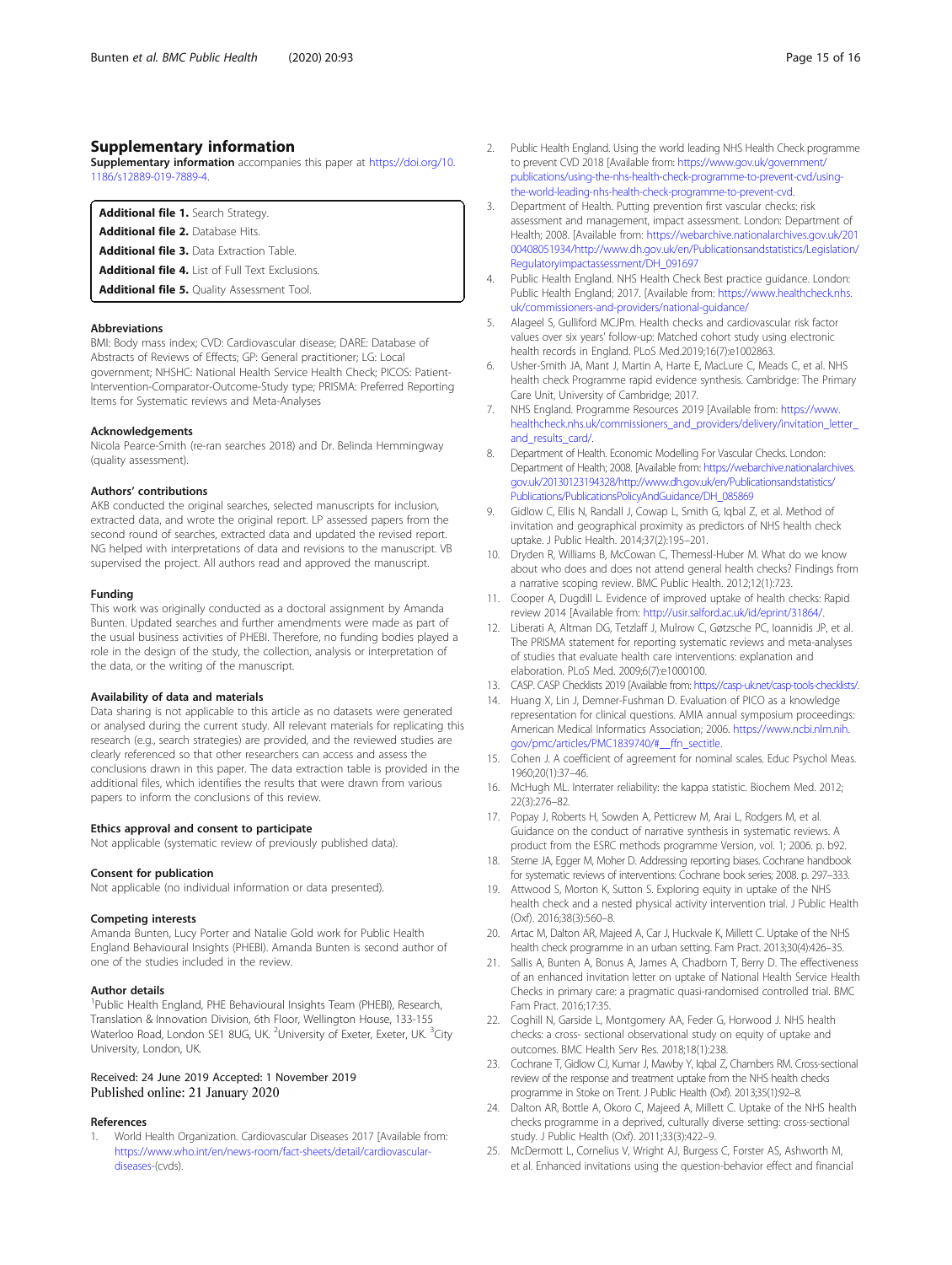## Supplementary information

**Supplementary information** accompanies this paper at https://doi.org/10.1186/s12889-019-7889-4.

**Additional file 1.** Search Strategy.
**Additional file 2.** Database Hits.
**Additional file 3.** Data Extraction Table.
**Additional file 4.** List of Full Text Exclusions.
**Additional file 5.** Quality Assessment Tool.

### Abbreviations

BMI: Body mass index; CVD: Cardiovascular disease; DARE: Database of Abstracts of Reviews of Effects; GP: General practitioner; LG: Local government; NHSHC: National Health Service Health Check; PICOS: Patient-Intervention-Comparator-Outcome-Study type; PRISMA: Preferred Reporting Items for Systematic reviews and Meta-Analyses

### Acknowledgements

Nicola Pearce-Smith (re-ran searches 2018) and Dr. Belinda Hemmingway (quality assessment).

### Authors' contributions

AKB conducted the original searches, selected manuscripts for inclusion, extracted data, and wrote the original report. LP assessed papers from the second round of searches, extracted data and updated the revised report. NG helped with interpretations of data and revisions to the manuscript. VB supervised the project. All authors read and approved the manuscript.

### Funding

This work was originally conducted as a doctoral assignment by Amanda Bunten. Updated searches and further amendments were made as part of the usual business activities of PHEBI. Therefore, no funding bodies played a role in the design of the study, the collection, analysis or interpretation of the data, or the writing of the manuscript.

### Availability of data and materials

Data sharing is not applicable to this article as no datasets were generated or analysed during the current study. All relevant materials for replicating this research (e.g., search strategies) are provided, and the reviewed studies are clearly referenced so that other researchers can access and assess the conclusions drawn in this paper. The data extraction table is provided in the additional files, which identifies the results that were drawn from various papers to inform the conclusions of this review.

### Ethics approval and consent to participate

Not applicable (systematic review of previously published data).

### Consent for publication

Not applicable (no individual information or data presented).

### Competing interests

Amanda Bunten, Lucy Porter and Natalie Gold work for Public Health England Behavioural Insights (PHEBI). Amanda Bunten is second author of one of the studies included in the review.

### Author details

[1]Public Health England, PHE Behavioural Insights Team (PHEBI), Research, Translation & Innovation Division, 6th Floor, Wellington House, 133-155 Waterloo Road, London SE1 8UG, UK. [2]University of Exeter, Exeter, UK. [3]City University, London, UK.

Received: 24 June 2019 Accepted: 1 November 2019
Published online: 21 January 2020

### References

1. World Health Organization. Cardiovascular Diseases 2017 [Available from: https://www.who.int/en/news-room/fact-sheets/detail/cardiovascular-diseases-(cvds).
2. Public Health England. Using the world leading NHS Health Check programme to prevent CVD 2018 [Available from: https://www.gov.uk/government/publications/using-the-nhs-health-check-programme-to-prevent-cvd/using-the-world-leading-nhs-health-check-programme-to-prevent-cvd.
3. Department of Health. Putting prevention first vascular checks: risk assessment and management, impact assessment. London: Department of Health; 2008. [Available from: https://webarchive.nationalarchives.gov.uk/20100408051934/http://www.dh.gov.uk/en/Publicationsandstatistics/Legislation/Regulatoryimpactassessment/DH_091697
4. Public Health England. NHS Health Check Best practice guidance. London: Public Health England; 2017. [Available from: https://www.healthcheck.nhs.uk/commissioners-and-providers/national-guidance/
5. Alageel S, Gulliford MCJPm. Health checks and cardiovascular risk factor values over six years' follow-up: Matched cohort study using electronic health records in England. PLoS Med.2019;16(7):e1002863.
6. Usher-Smith JA, Mant J, Martin A, Harte E, MacLure C, Meads C, et al. NHS health check Programme rapid evidence synthesis. Cambridge: The Primary Care Unit, University of Cambridge; 2017.
7. NHS England. Programme Resources 2019 [Available from: https://www.healthcheck.nhs.uk/commissioners_and_providers/delivery/invitation_letter_and_results_card/.
8. Department of Health. Economic Modelling For Vascular Checks. London: Department of Health; 2008. [Available from: https://webarchive.nationalarchives.gov.uk/20130123194328/http://www.dh.gov.uk/en/Publicationsandstatistics/Publications/PublicationsPolicyAndGuidance/DH_085869
9. Gidlow C, Ellis N, Randall J, Cowap L, Smith G, Iqbal Z, et al. Method of invitation and geographical proximity as predictors of NHS health check uptake. J Public Health. 2014;37(2):195–201.
10. Dryden R, Williams B, McCowan C, Themessl-Huber M. What do we know about who does and does not attend general health checks? Findings from a narrative scoping review. BMC Public Health. 2012;12(1):723.
11. Cooper A, Dugdill L. Evidence of improved uptake of health checks: Rapid review 2014 [Available from: http://usir.salford.ac.uk/id/eprint/31864/.
12. Liberati A, Altman DG, Tetzlaff J, Mulrow C, Gøtzsche PC, Ioannidis JP, et al. The PRISMA statement for reporting systematic reviews and meta-analyses of studies that evaluate health care interventions: explanation and elaboration. PLoS Med. 2009;6(7):e1000100.
13. CASP. CASP Checklists 2019 [Available from: https://casp-uk.net/casp-tools-checklists/.
14. Huang X, Lin J, Demner-Fushman D. Evaluation of PICO as a knowledge representation for clinical questions. AMIA annual symposium proceedings: American Medical Informatics Association; 2006. https://www.ncbi.nlm.nih.gov/pmc/articles/PMC1839740/#__ffn_sectitle.
15. Cohen J. A coefficient of agreement for nominal scales. Educ Psychol Meas. 1960;20(1):37–46.
16. McHugh ML. Interrater reliability: the kappa statistic. Biochem Med. 2012; 22(3):276–82.
17. Popay J, Roberts H, Sowden A, Petticrew M, Arai L, Rodgers M, et al. Guidance on the conduct of narrative synthesis in systematic reviews. A product from the ESRC methods programme Version, vol. 1; 2006. p. b92.
18. Sterne JA, Egger M, Moher D. Addressing reporting biases. Cochrane handbook for systematic reviews of interventions: Cochrane book series; 2008. p. 297–333.
19. Attwood S, Morton K, Sutton S. Exploring equity in uptake of the NHS health check and a nested physical activity intervention trial. J Public Health (Oxf). 2016;38(3):560–8.
20. Artac M, Dalton AR, Majeed A, Car J, Huckvale K, Millett C. Uptake of the NHS health check programme in an urban setting. Fam Pract. 2013;30(4):426–35.
21. Sallis A, Bunten A, Bonus A, James A, Chadborn T, Berry D. The effectiveness of an enhanced invitation letter on uptake of National Health Service Health Checks in primary care: a pragmatic quasi-randomised controlled trial. BMC Fam Pract. 2016;17:35.
22. Coghill N, Garside L, Montgomery AA, Feder G, Horwood J. NHS health checks: a cross- sectional observational study on equity of uptake and outcomes. BMC Health Serv Res. 2018;18(1):238.
23. Cochrane T, Gidlow CJ, Kumar J, Mawby Y, Iqbal Z, Chambers RM. Cross-sectional review of the response and treatment uptake from the NHS health checks programme in Stoke on Trent. J Public Health (Oxf). 2013;35(1):92–8.
24. Dalton AR, Bottle A, Okoro C, Majeed A, Millett C. Uptake of the NHS health checks programme in a deprived, culturally diverse setting: cross-sectional study. J Public Health (Oxf). 2011;33(3):422–9.
25. McDermott L, Cornelius V, Wright AJ, Burgess C, Forster AS, Ashworth M, et al. Enhanced invitations using the question-behavior effect and financial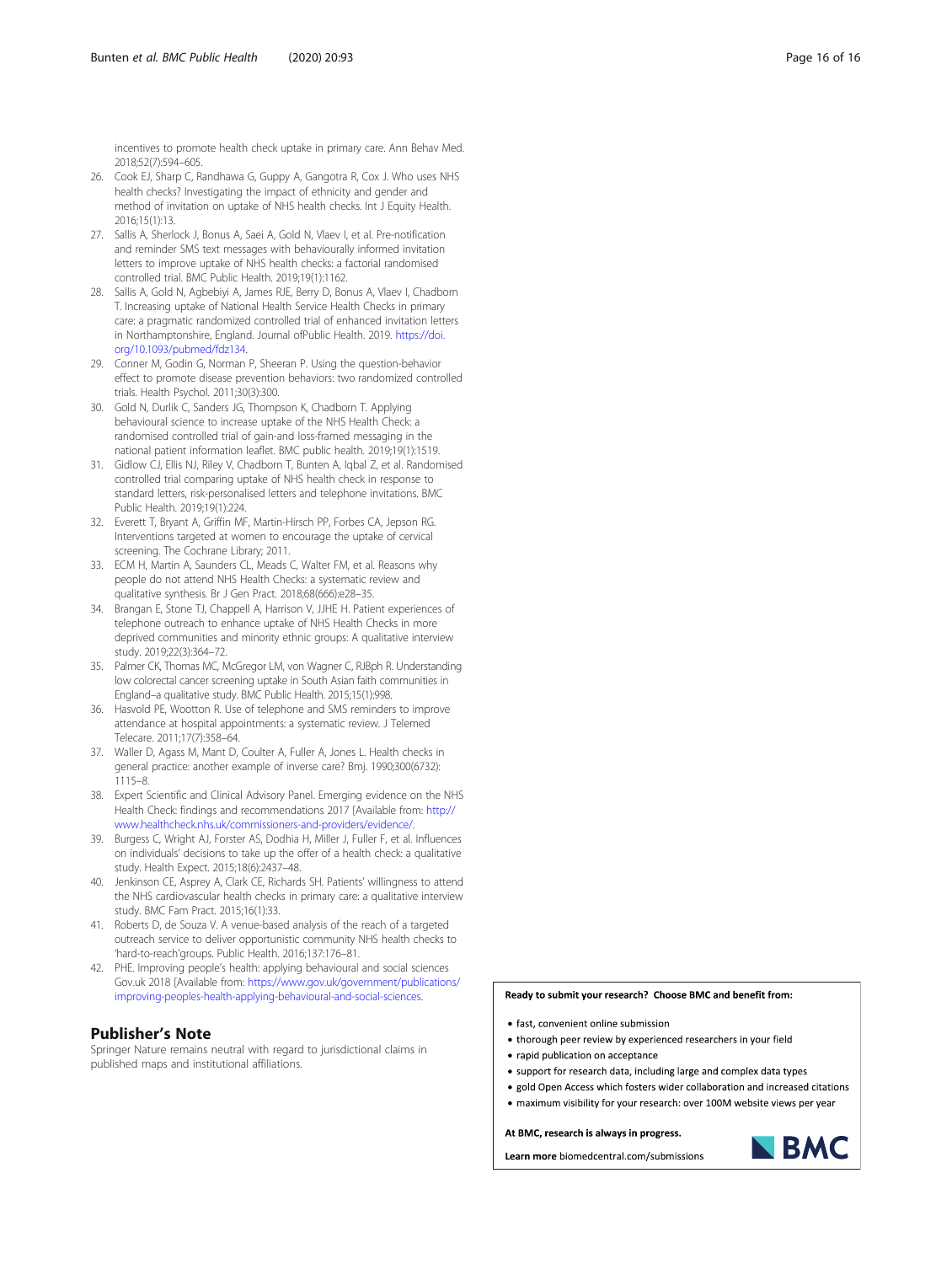incentives to promote health check uptake in primary care. Ann Behav Med. 2018;52(7):594–605.

26. Cook EJ, Sharp C, Randhawa G, Guppy A, Gangotra R, Cox J. Who uses NHS health checks? Investigating the impact of ethnicity and gender and method of invitation on uptake of NHS health checks. Int J Equity Health. 2016;15(1):13.
27. Sallis A, Sherlock J, Bonus A, Saei A, Gold N, Vlaev I, et al. Pre-notification and reminder SMS text messages with behaviourally informed invitation letters to improve uptake of NHS health checks: a factorial randomised controlled trial. BMC Public Health. 2019;19(1):1162.
28. Sallis A, Gold N, Agbebiyi A, James RJE, Berry D, Bonus A, Vlaev I, Chadborn T. Increasing uptake of National Health Service Health Checks in primary care: a pragmatic randomized controlled trial of enhanced invitation letters in Northamptonshire, England. Journal ofPublic Health. 2019. https://doi.org/10.1093/pubmed/fdz134.
29. Conner M, Godin G, Norman P, Sheeran P. Using the question-behavior effect to promote disease prevention behaviors: two randomized controlled trials. Health Psychol. 2011;30(3):300.
30. Gold N, Durlik C, Sanders JG, Thompson K, Chadborn T. Applying behavioural science to increase uptake of the NHS Health Check: a randomised controlled trial of gain-and loss-framed messaging in the national patient information leaflet. BMC public health. 2019;19(1):1519.
31. Gidlow CJ, Ellis NJ, Riley V, Chadborn T, Bunten A, Iqbal Z, et al. Randomised controlled trial comparing uptake of NHS health check in response to standard letters, risk-personalised letters and telephone invitations. BMC Public Health. 2019;19(1):224.
32. Everett T, Bryant A, Griffin MF, Martin-Hirsch PP, Forbes CA, Jepson RG. Interventions targeted at women to encourage the uptake of cervical screening. The Cochrane Library; 2011.
33. ECM H, Martin A, Saunders CL, Meads C, Walter FM, et al. Reasons why people do not attend NHS Health Checks: a systematic review and qualitative synthesis. Br J Gen Pract. 2018;68(666):e28–35.
34. Brangan E, Stone TJ, Chappell A, Harrison V, JJHE H. Patient experiences of telephone outreach to enhance uptake of NHS Health Checks in more deprived communities and minority ethnic groups: A qualitative interview study. 2019;22(3):364–72.
35. Palmer CK, Thomas MC, McGregor LM, von Wagner C, RJBph R. Understanding low colorectal cancer screening uptake in South Asian faith communities in England–a qualitative study. BMC Public Health. 2015;15(1):998.
36. Hasvold PE, Wootton R. Use of telephone and SMS reminders to improve attendance at hospital appointments: a systematic review. J Telemed Telecare. 2011;17(7):358–64.
37. Waller D, Agass M, Mant D, Coulter A, Fuller A, Jones L. Health checks in general practice: another example of inverse care? Bmj. 1990;300(6732):1115–8.
38. Expert Scientific and Clinical Advisory Panel. Emerging evidence on the NHS Health Check: findings and recommendations 2017 [Available from: http://www.healthcheck.nhs.uk/commissioners-and-providers/evidence/.
39. Burgess C, Wright AJ, Forster AS, Dodhia H, Miller J, Fuller F, et al. Influences on individuals' decisions to take up the offer of a health check: a qualitative study. Health Expect. 2015;18(6):2437–48.
40. Jenkinson CE, Asprey A, Clark CE, Richards SH. Patients' willingness to attend the NHS cardiovascular health checks in primary care: a qualitative interview study. BMC Fam Pract. 2015;16(1):33.
41. Roberts D, de Souza V. A venue-based analysis of the reach of a targeted outreach service to deliver opportunistic community NHS health checks to 'hard-to-reach'groups. Public Health. 2016;137:176–81.
42. PHE. Improving people's health: applying behavioural and social sciences Gov.uk 2018 [Available from: https://www.gov.uk/government/publications/improving-peoples-health-applying-behavioural-and-social-sciences.

## Publisher's Note

Springer Nature remains neutral with regard to jurisdictional claims in published maps and institutional affiliations.

**Ready to submit your research? Choose BMC and benefit from:**

- fast, convenient online submission
- thorough peer review by experienced researchers in your field
- rapid publication on acceptance
- support for research data, including large and complex data types
- gold Open Access which fosters wider collaboration and increased citations
- maximum visibility for your research: over 100M website views per year

**At BMC, research is always in progress.**

**Learn more** biomedcentral.com/submissions

BMC